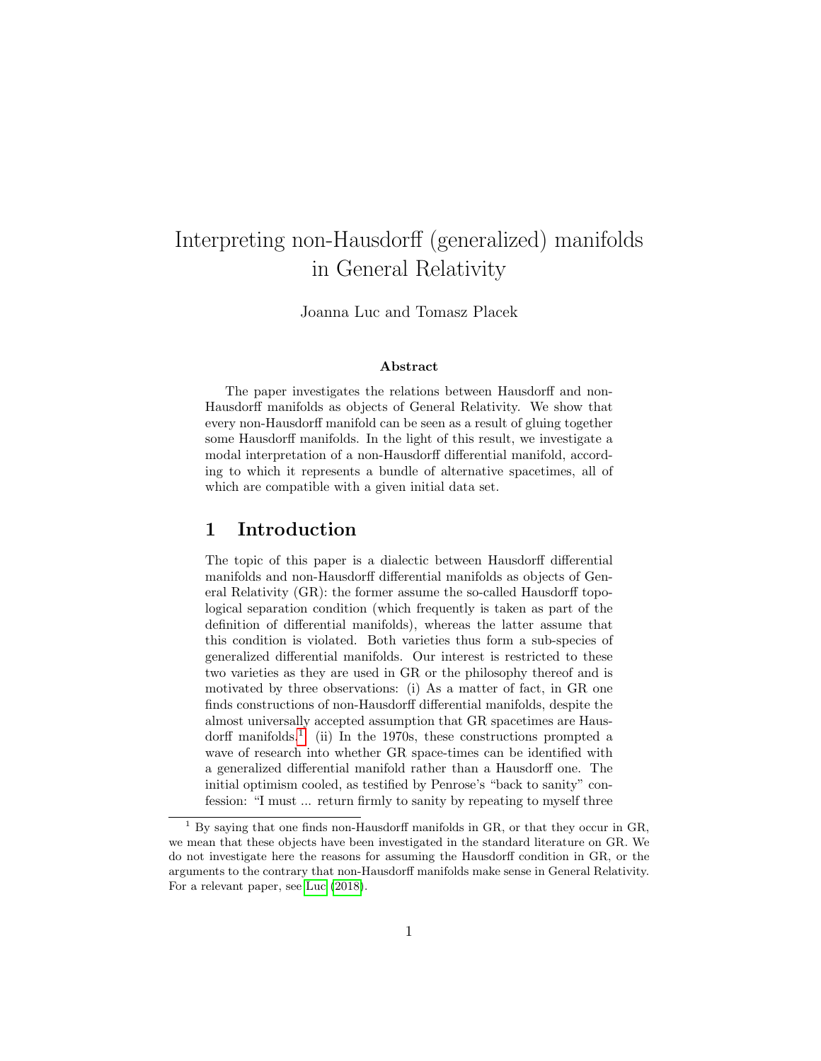# Interpreting non-Hausdorff (generalized) manifolds in General Relativity

Joanna Luc and Tomasz Placek

### Abstract

The paper investigates the relations between Hausdorff and non-Hausdorff manifolds as objects of General Relativity. We show that every non-Hausdorff manifold can be seen as a result of gluing together some Hausdorff manifolds. In the light of this result, we investigate a modal interpretation of a non-Hausdorff differential manifold, according to which it represents a bundle of alternative spacetimes, all of which are compatible with a given initial data set.

## 1 Introduction

The topic of this paper is a dialectic between Hausdorff differential manifolds and non-Hausdorff differential manifolds as objects of General Relativity (GR): the former assume the so-called Hausdorff topological separation condition (which frequently is taken as part of the definition of differential manifolds), whereas the latter assume that this condition is violated. Both varieties thus form a sub-species of generalized differential manifolds. Our interest is restricted to these two varieties as they are used in GR or the philosophy thereof and is motivated by three observations: (i) As a matter of fact, in GR one finds constructions of non-Hausdorff differential manifolds, despite the almost universally accepted assumption that GR spacetimes are Hausdorff manifolds.[1] (ii) In the 1970s, these constructions prompted a wave of research into whether GR space-times can be identified with a generalized differential manifold rather than a Hausdorff one. The initial optimism cooled, as testified by Penrose's "back to sanity" confession: "I must ... return firmly to sanity by repeating to myself three

[1] By saying that one finds non-Hausdorff manifolds in GR, or that they occur in GR, we mean that these objects have been investigated in the standard literature on GR. We do not investigate here the reasons for assuming the Hausdorff condition in GR, or the arguments to the contrary that non-Hausdorff manifolds make sense in General Relativity. For a relevant paper, see Luc (2018).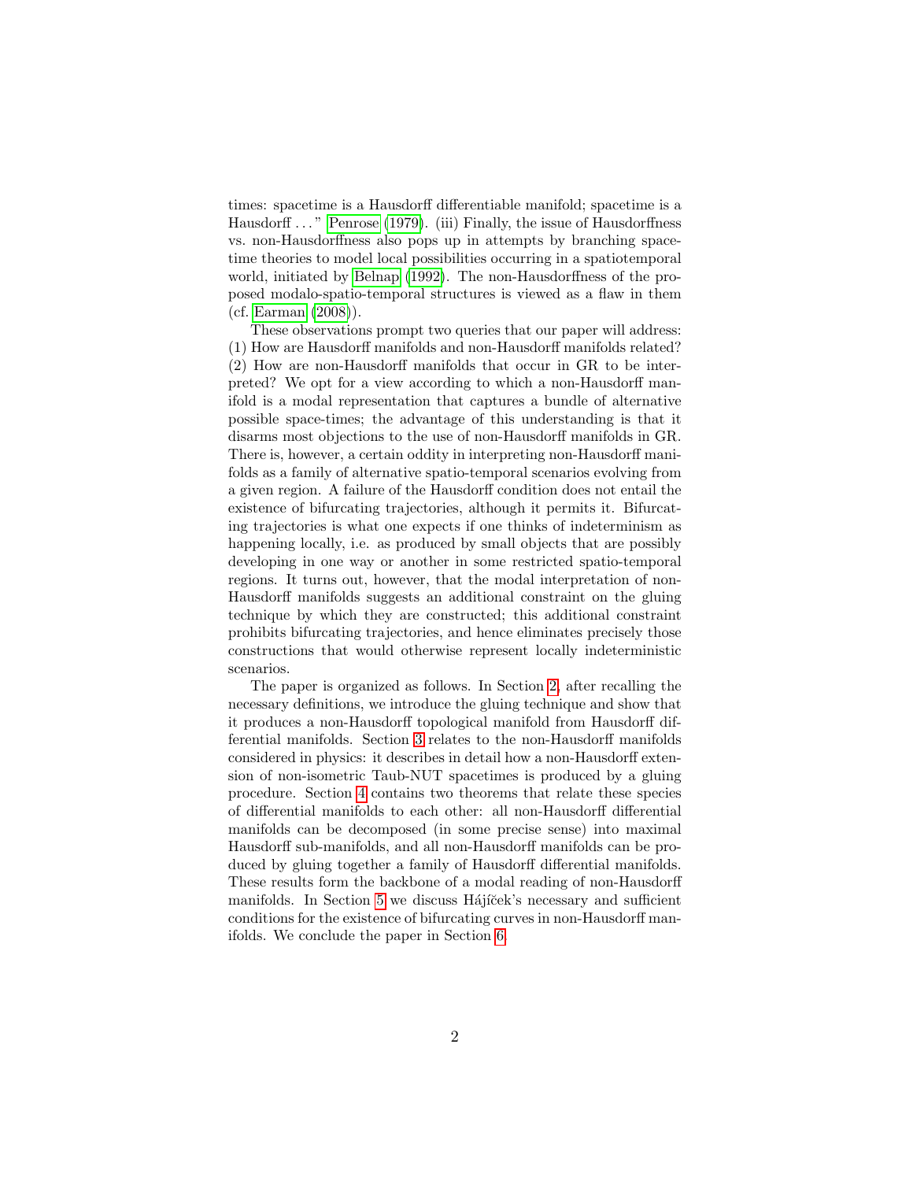times: spacetime is a Hausdorff differentiable manifold; spacetime is a Hausdorff . . . " Penrose (1979). (iii) Finally, the issue of Hausdorffness vs. non-Hausdorffness also pops up in attempts by branching spacetime theories to model local possibilities occurring in a spatiotemporal world, initiated by Belnap (1992). The non-Hausdorffness of the proposed modalo-spatio-temporal structures is viewed as a flaw in them (cf. Earman (2008)).

These observations prompt two queries that our paper will address: (1) How are Hausdorff manifolds and non-Hausdorff manifolds related? (2) How are non-Hausdorff manifolds that occur in GR to be interpreted? We opt for a view according to which a non-Hausdorff manifold is a modal representation that captures a bundle of alternative possible space-times; the advantage of this understanding is that it disarms most objections to the use of non-Hausdorff manifolds in GR. There is, however, a certain oddity in interpreting non-Hausdorff manifolds as a family of alternative spatio-temporal scenarios evolving from a given region. A failure of the Hausdorff condition does not entail the existence of bifurcating trajectories, although it permits it. Bifurcating trajectories is what one expects if one thinks of indeterminism as happening locally, i.e. as produced by small objects that are possibly developing in one way or another in some restricted spatio-temporal regions. It turns out, however, that the modal interpretation of non-Hausdorff manifolds suggests an additional constraint on the gluing technique by which they are constructed; this additional constraint prohibits bifurcating trajectories, and hence eliminates precisely those constructions that would otherwise represent locally indeterministic scenarios.

The paper is organized as follows. In Section 2, after recalling the necessary definitions, we introduce the gluing technique and show that it produces a non-Hausdorff topological manifold from Hausdorff differential manifolds. Section 3 relates to the non-Hausdorff manifolds considered in physics: it describes in detail how a non-Hausdorff extension of non-isometric Taub-NUT spacetimes is produced by a gluing procedure. Section 4 contains two theorems that relate these species of differential manifolds to each other: all non-Hausdorff differential manifolds can be decomposed (in some precise sense) into maximal Hausdorff sub-manifolds, and all non-Hausdorff manifolds can be produced by gluing together a family of Hausdorff differential manifolds. These results form the backbone of a modal reading of non-Hausdorff manifolds. In Section 5 we discuss Hájíček's necessary and sufficient conditions for the existence of bifurcating curves in non-Hausdorff manifolds. We conclude the paper in Section 6.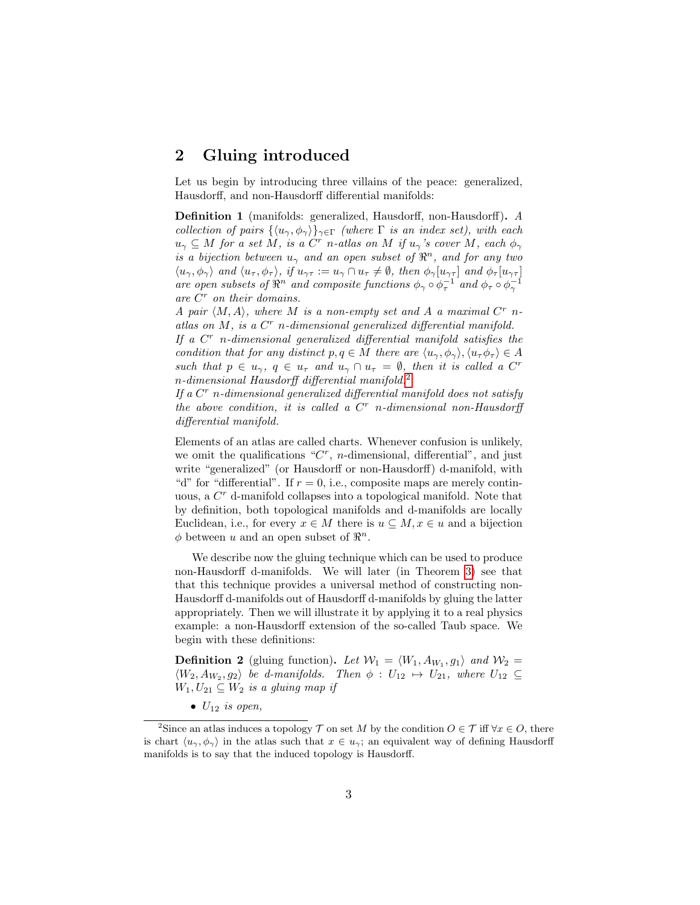## 2 Gluing introduced

Let us begin by introducing three villains of the peace: generalized, Hausdorff, and non-Hausdorff differential manifolds:

**Definition 1** (manifolds: generalized, Hausdorff, non-Hausdorff)**.** *A collection of pairs $\{\langle u_\gamma, \phi_\gamma\rangle\}_{\gamma\in\Gamma}$ (where $\Gamma$ is an index set), with each $u_\gamma \subseteq M$ for a set $M$, is a $C^r$ $n$-atlas on $M$ if $u_\gamma$'s cover $M$, each $\phi_\gamma$ is a bijection between $u_\gamma$ and an open subset of $\Re^n$, and for any two $\langle u_\gamma, \phi_\gamma\rangle$ and $\langle u_\tau, \phi_\tau\rangle$, if $u_{\gamma\tau} := u_\gamma \cap u_\tau \neq \emptyset$, then $\phi_\gamma[u_{\gamma\tau}]$ and $\phi_\tau[u_{\gamma\tau}]$ are open subsets of $\Re^n$ and composite functions $\phi_\gamma \circ \phi_\tau^{-1}$ and $\phi_\tau \circ \phi_\gamma^{-1}$ are $C^r$ on their domains.*

*A pair $\langle M, A\rangle$, where $M$ is a non-empty set and $A$ a maximal $C^r$ $n$-atlas on $M$, is a $C^r$ $n$-dimensional generalized differential manifold.*

*If a $C^r$ $n$-dimensional generalized differential manifold satisfies the condition that for any distinct $p, q \in M$ there are $\langle u_\gamma, \phi_\gamma\rangle, \langle u_\tau \phi_\tau\rangle \in A$ such that $p \in u_\gamma$, $q \in u_\tau$ and $u_\gamma \cap u_\tau = \emptyset$, then it is called a $C^r$ $n$-dimensional Hausdorff differential manifold.*[2]

*If a $C^r$ $n$-dimensional generalized differential manifold does not satisfy the above condition, it is called a $C^r$ $n$-dimensional non-Hausdorff differential manifold.*

Elements of an atlas are called charts. Whenever confusion is unlikely, we omit the qualifications "$C^r$, $n$-dimensional, differential", and just write "generalized" (or Hausdorff or non-Hausdorff) d-manifold, with "d" for "differential". If $r = 0$, i.e., composite maps are merely continuous, a $C^r$ d-manifold collapses into a topological manifold. Note that by definition, both topological manifolds and d-manifolds are locally Euclidean, i.e., for every $x \in M$ there is $u \subseteq M, x \in u$ and a bijection $\phi$ between $u$ and an open subset of $\Re^n$.

We describe now the gluing technique which can be used to produce non-Hausdorff d-manifolds. We will later (in Theorem 3) see that that this technique provides a universal method of constructing non-Hausdorff d-manifolds out of Hausdorff d-manifolds by gluing the latter appropriately. Then we will illustrate it by applying it to a real physics example: a non-Hausdorff extension of the so-called Taub space. We begin with these definitions:

**Definition 2** (gluing function)**.** *Let $\mathcal{W}_1 = \langle W_1, A_{W_1}, g_1\rangle$ and $\mathcal{W}_2 = \langle W_2, A_{W_2}, g_2\rangle$ be d-manifolds. Then $\phi : U_{12} \mapsto U_{21}$, where $U_{12} \subseteq W_1, U_{21} \subseteq W_2$ is a gluing map if*

- *$U_{12}$ is open,*

[2] Since an atlas induces a topology $\mathcal{T}$ on set $M$ by the condition $O \in \mathcal{T}$ iff $\forall x \in O$, there is chart $\langle u_\gamma, \phi_\gamma\rangle$ in the atlas such that $x \in u_\gamma$; an equivalent way of defining Hausdorff manifolds is to say that the induced topology is Hausdorff.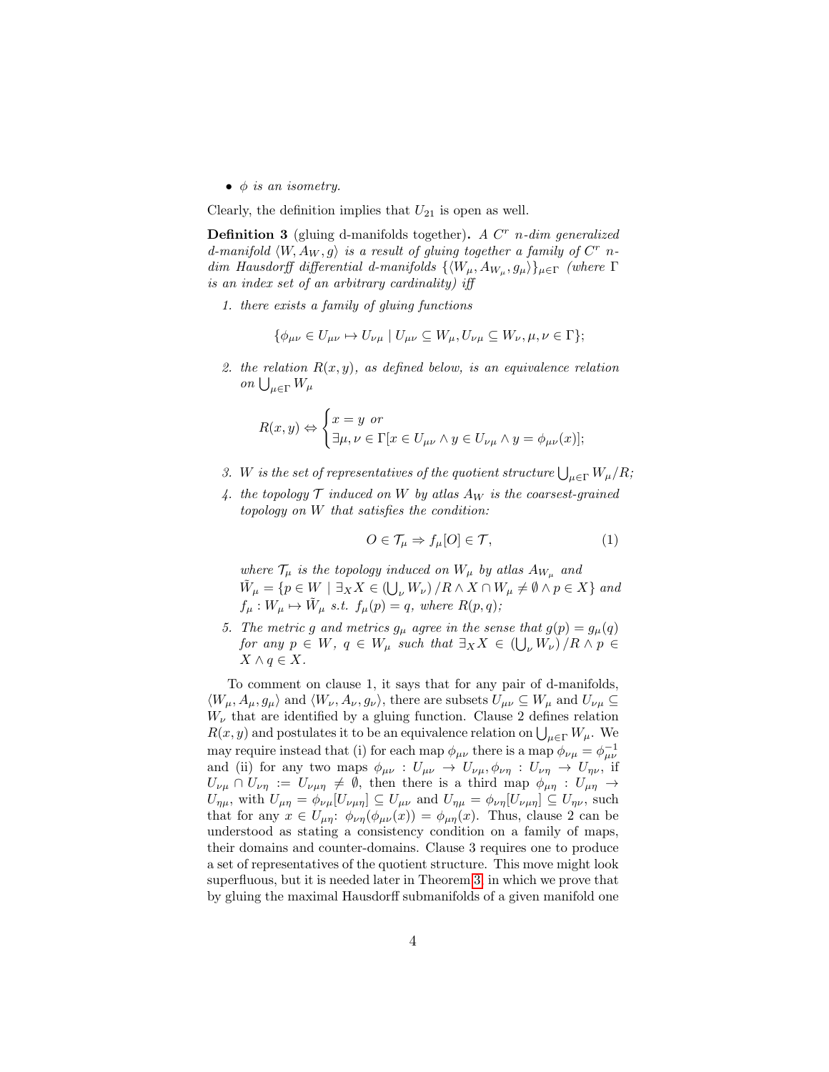- *$\phi$ is an isometry.*

Clearly, the definition implies that $U_{21}$ is open as well.

**Definition 3** (gluing d-manifolds together)**.** *A $C^r$ n-dim generalized d-manifold $\langle W, A_W, g\rangle$ is a result of gluing together a family of $C^r$ n-dim Hausdorff differential d-manifolds $\{\langle W_\mu, A_{W_\mu}, g_\mu\rangle\}_{\mu\in\Gamma}$ (where $\Gamma$ is an index set of an arbitrary cardinality) iff*

1. *there exists a family of gluing functions*

$$\{\phi_{\mu\nu} \in U_{\mu\nu} \mapsto U_{\nu\mu} \mid U_{\mu\nu} \subseteq W_\mu, U_{\nu\mu} \subseteq W_\nu, \mu, \nu \in \Gamma\};$$

2. *the relation $R(x, y)$, as defined below, is an equivalence relation on $\bigcup_{\mu\in\Gamma} W_\mu$*

$$R(x,y) \Leftrightarrow \begin{cases} x = y \text{ or} \\ \exists \mu,\nu \in \Gamma [x \in U_{\mu\nu} \wedge y \in U_{\nu\mu} \wedge y = \phi_{\mu\nu}(x)]; \end{cases}$$

3. *$W$ is the set of representatives of the quotient structure $\bigcup_{\mu\in\Gamma} W_\mu / R$;*

4. *the topology $\mathcal{T}$ induced on $W$ by atlas $A_W$ is the coarsest-grained topology on $W$ that satisfies the condition:*

$$O \in \mathcal{T}_\mu \Rightarrow f_\mu[O] \in \mathcal{T}, \tag{1}$$

   *where $\mathcal{T}_\mu$ is the topology induced on $W_\mu$ by atlas $A_{W_\mu}$ and $\tilde{W}_\mu = \{p \in W \mid \exists_X X \in \left(\bigcup_\nu W_\nu\right)/R \wedge X \cap W_\mu \neq \emptyset \wedge p \in X\}$ and $f_\mu : W_\mu \mapsto \tilde{W}_\mu$ s.t. $f_\mu(p) = q$, where $R(p, q)$;*

5. *The metric $g$ and metrics $g_\mu$ agree in the sense that $g(p) = g_\mu(q)$ for any $p \in W$, $q \in W_\mu$ such that $\exists_X X \in \left(\bigcup_\nu W_\nu\right)/R \wedge p \in X \wedge q \in X$.*

To comment on clause 1, it says that for any pair of d-manifolds, $\langle W_\mu, A_\mu, g_\mu\rangle$ and $\langle W_\nu, A_\nu, g_\nu\rangle$, there are subsets $U_{\mu\nu} \subseteq W_\mu$ and $U_{\nu\mu} \subseteq W_\nu$ that are identified by a gluing function. Clause 2 defines relation $R(x, y)$ and postulates it to be an equivalence relation on $\bigcup_{\mu\in\Gamma} W_\mu$. We may require instead that (i) for each map $\phi_{\mu\nu}$ there is a map $\phi_{\nu\mu} = \phi_{\mu\nu}^{-1}$ and (ii) for any two maps $\phi_{\mu\nu} : U_{\mu\nu} \to U_{\nu\mu}, \phi_{\nu\eta} : U_{\nu\eta} \to U_{\eta\nu}$, if $U_{\nu\mu} \cap U_{\nu\eta} := U_{\nu\mu\eta} \neq \emptyset$, then there is a third map $\phi_{\mu\eta} : U_{\mu\eta} \to U_{\eta\mu}$, with $U_{\mu\eta} = \phi_{\nu\mu}[U_{\nu\mu\eta}] \subseteq U_{\mu\nu}$ and $U_{\eta\mu} = \phi_{\nu\eta}[U_{\nu\mu\eta}] \subseteq U_{\eta\nu}$, such that for any $x \in U_{\mu\eta}$: $\phi_{\nu\eta}(\phi_{\mu\nu}(x)) = \phi_{\mu\eta}(x)$. Thus, clause 2 can be understood as stating a consistency condition on a family of maps, their domains and counter-domains. Clause 3 requires one to produce a set of representatives of the quotient structure. This move might look superfluous, but it is needed later in Theorem 3, in which we prove that by gluing the maximal Hausdorff submanifolds of a given manifold one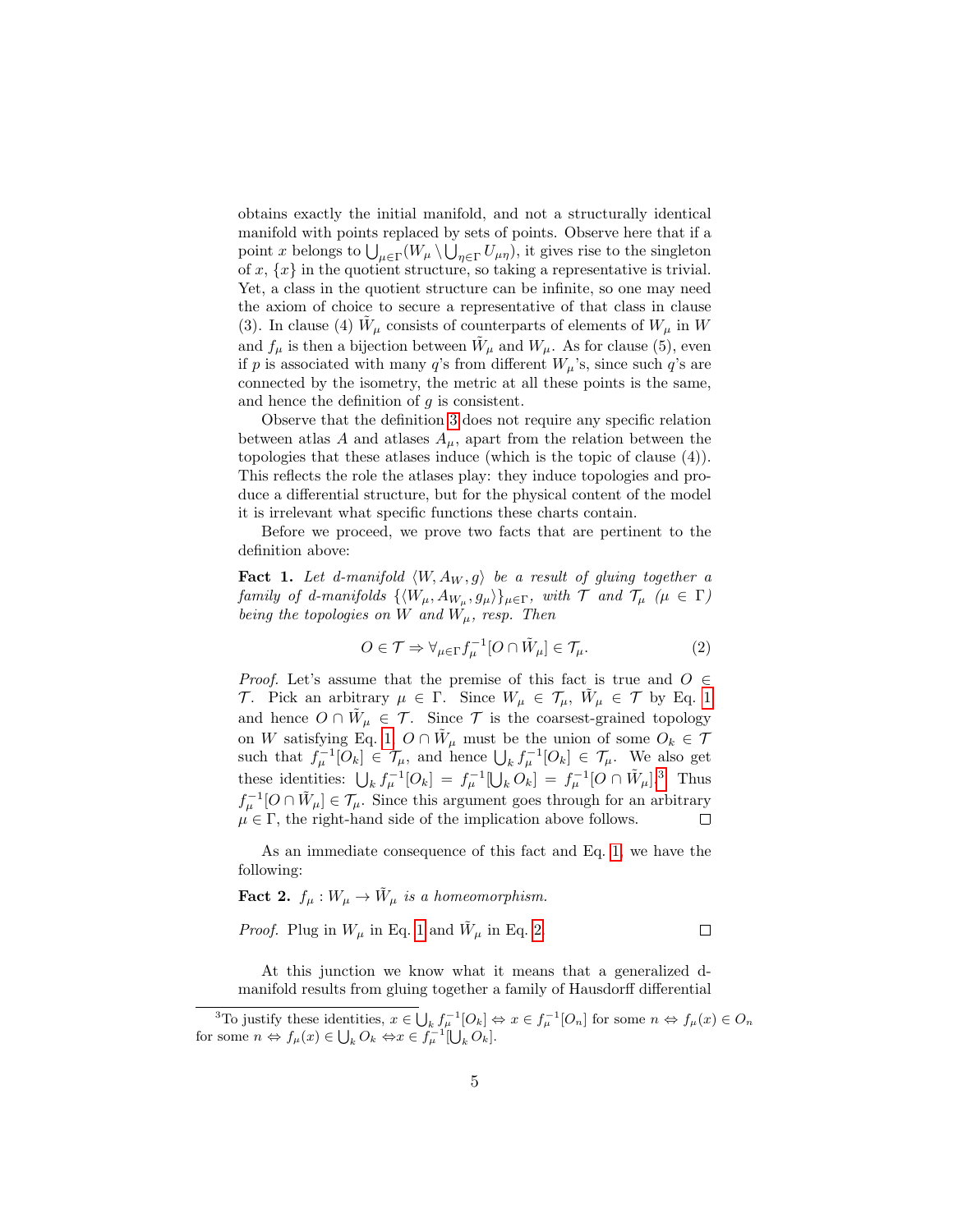obtains exactly the initial manifold, and not a structurally identical manifold with points replaced by sets of points. Observe here that if a point $x$ belongs to $\bigcup_{\mu\in\Gamma}(W_\mu \setminus \bigcup_{\eta\in\Gamma} U_{\mu\eta})$, it gives rise to the singleton of $x$, $\{x\}$ in the quotient structure, so taking a representative is trivial. Yet, a class in the quotient structure can be infinite, so one may need the axiom of choice to secure a representative of that class in clause (3). In clause (4) $\tilde{W}_\mu$ consists of counterparts of elements of $W_\mu$ in $W$ and $f_\mu$ is then a bijection between $\tilde{W}_\mu$ and $W_\mu$. As for clause (5), even if $p$ is associated with many $q$'s from different $W_\mu$'s, since such $q$'s are connected by the isometry, the metric at all these points is the same, and hence the definition of $g$ is consistent.

Observe that the definition 3 does not require any specific relation between atlas $A$ and atlases $A_\mu$, apart from the relation between the topologies that these atlases induce (which is the topic of clause (4)). This reflects the role the atlases play: they induce topologies and produce a differential structure, but for the physical content of the model it is irrelevant what specific functions these charts contain.

Before we proceed, we prove two facts that are pertinent to the definition above:

**Fact 1.** *Let d-manifold $\langle W, A_W, g\rangle$ be a result of gluing together a family of d-manifolds $\{\langle W_\mu, A_{W_\mu}, g_\mu\rangle\}_{\mu\in\Gamma}$, with $\mathcal{T}$ and $\mathcal{T}_\mu$ ($\mu \in \Gamma$) being the topologies on $W$ and $W_\mu$, resp. Then*

$$O \in \mathcal{T} \Rightarrow \forall_{\mu\in\Gamma} f_\mu^{-1}[O \cap \tilde{W}_\mu] \in \mathcal{T}_\mu. \tag{2}$$

*Proof.* Let's assume that the premise of this fact is true and $O \in \mathcal{T}$. Pick an arbitrary $\mu \in \Gamma$. Since $W_\mu \in \mathcal{T}_\mu$, $\tilde{W}_\mu \in \mathcal{T}$ by Eq. 1 and hence $O \cap \tilde{W}_\mu \in \mathcal{T}$. Since $\mathcal{T}$ is the coarsest-grained topology on $W$ satisfying Eq. 1, $O \cap \tilde{W}_\mu$ must be the union of some $O_k \in \mathcal{T}$ such that $f_\mu^{-1}[O_k] \in \mathcal{T}_\mu$, and hence $\bigcup_k f_\mu^{-1}[O_k] \in \mathcal{T}_\mu$. We also get these identities: $\bigcup_k f_\mu^{-1}[O_k] = f_\mu^{-1}[\bigcup_k O_k] = f_\mu^{-1}[O \cap \tilde{W}_\mu]$.[3] Thus $f_\mu^{-1}[O \cap \tilde{W}_\mu] \in \mathcal{T}_\mu$. Since this argument goes through for an arbitrary $\mu \in \Gamma$, the right-hand side of the implication above follows. □

As an immediate consequence of this fact and Eq. 1, we have the following:

**Fact 2.** *$f_\mu : W_\mu \to \tilde{W}_\mu$ is a homeomorphism.*

*Proof.* Plug in $W_\mu$ in Eq. 1 and $\tilde{W}_\mu$ in Eq. 2. □

At this junction we know what it means that a generalized d-manifold results from gluing together a family of Hausdorff differential

[3] To justify these identities, $x \in \bigcup_k f_\mu^{-1}[O_k] \Leftrightarrow x \in f_\mu^{-1}[O_n]$ for some $n \Leftrightarrow f_\mu(x) \in O_n$ for some $n \Leftrightarrow f_\mu(x) \in \bigcup_k O_k \Leftrightarrow x \in f_\mu^{-1}[\bigcup_k O_k]$.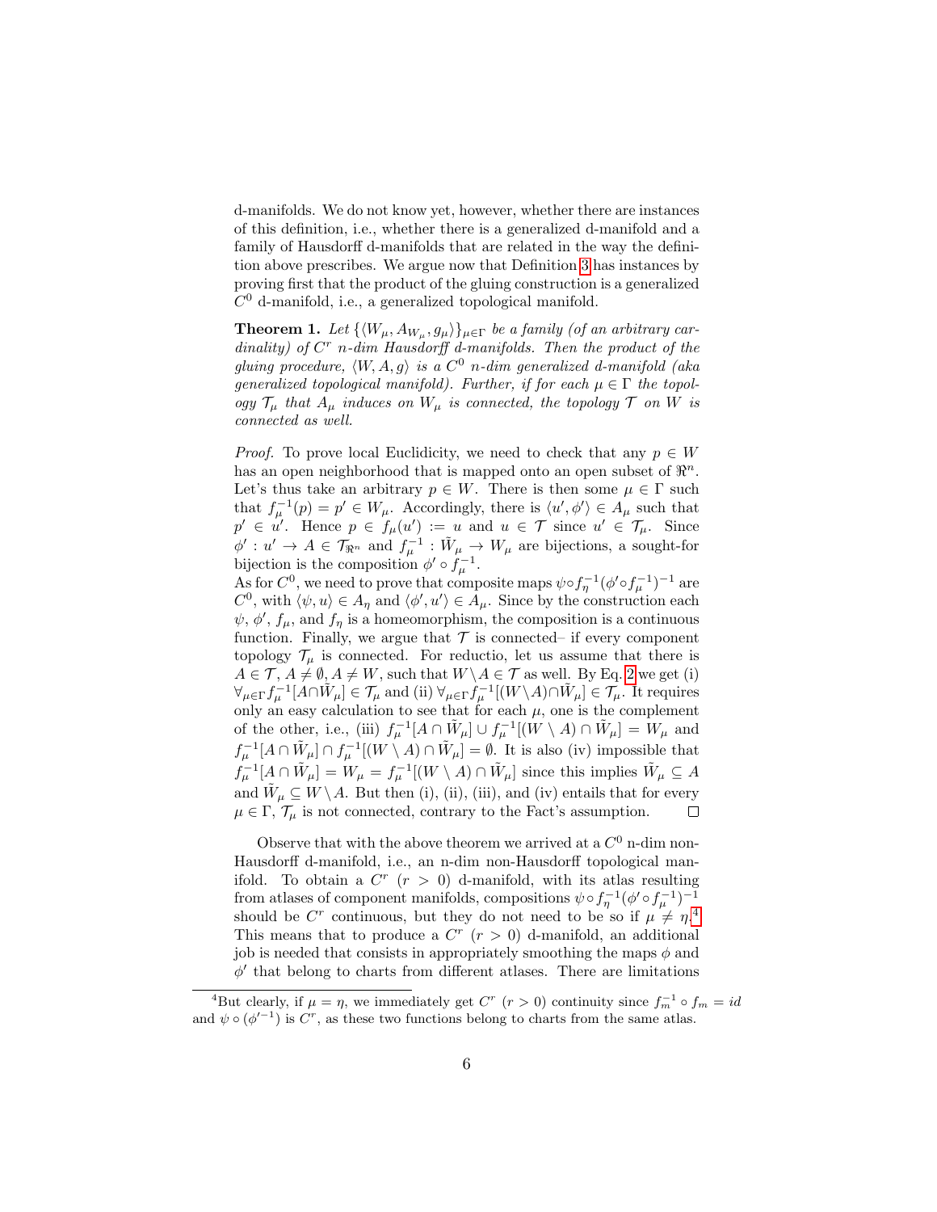d-manifolds. We do not know yet, however, whether there are instances of this definition, i.e., whether there is a generalized d-manifold and a family of Hausdorff d-manifolds that are related in the way the definition above prescribes. We argue now that Definition 3 has instances by proving first that the product of the gluing construction is a generalized $C^0$ d-manifold, i.e., a generalized topological manifold.

**Theorem 1.** *Let $\{\langle W_\mu, A_{W_\mu}, g_\mu\rangle\}_{\mu\in\Gamma}$ be a family (of an arbitrary cardinality) of $C^r$ n-dim Hausdorff d-manifolds. Then the product of the gluing procedure, $\langle W, A, g\rangle$ is a $C^0$ n-dim generalized d-manifold (aka generalized topological manifold). Further, if for each $\mu \in \Gamma$ the topology $\mathcal{T}_\mu$ that $A_\mu$ induces on $W_\mu$ is connected, the topology $\mathcal{T}$ on $W$ is connected as well.*

*Proof.* To prove local Euclidicity, we need to check that any $p \in W$ has an open neighborhood that is mapped onto an open subset of $\Re^n$. Let's thus take an arbitrary $p \in W$. There is then some $\mu \in \Gamma$ such that $f_\mu^{-1}(p) = p' \in W_\mu$. Accordingly, there is $\langle u', \phi'\rangle \in A_\mu$ such that $p' \in u'$. Hence $p \in f_\mu(u') := u$ and $u \in \mathcal{T}$ since $u' \in \mathcal{T}_\mu$. Since $\phi' : u' \to A \in \mathcal{T}_{\Re^n}$ and $f_\mu^{-1} : \tilde{W}_\mu \to W_\mu$ are bijections, a sought-for bijection is the composition $\phi' \circ f_\mu^{-1}$.
As for $C^0$, we need to prove that composite maps $\psi\circ f_\eta^{-1}(\phi'\circ f_\mu^{-1})^{-1}$ are $C^0$, with $\langle \psi, u\rangle \in A_\eta$ and $\langle \phi', u'\rangle \in A_\mu$. Since by the construction each $\psi$, $\phi'$, $f_\mu$, and $f_\eta$ is a homeomorphism, the composition is a continuous function. Finally, we argue that $\mathcal{T}$ is connected– if every component topology $\mathcal{T}_\mu$ is connected. For reductio, let us assume that there is $A \in \mathcal{T}$, $A \neq \emptyset$, $A \neq W$, such that $W\setminus A \in \mathcal{T}$ as well. By Eq. 2 we get (i) $\forall_{\mu\in\Gamma} f_\mu^{-1}[A\cap\tilde{W}_\mu] \in \mathcal{T}_\mu$ and (ii) $\forall_{\mu\in\Gamma} f_\mu^{-1}[(W\setminus A)\cap\tilde{W}_\mu] \in \mathcal{T}_\mu$. It requires only an easy calculation to see that for each $\mu$, one is the complement of the other, i.e., (iii) $f_\mu^{-1}[A \cap \tilde{W}_\mu] \cup f_\mu^{-1}[(W \setminus A) \cap \tilde{W}_\mu] = W_\mu$ and $f_\mu^{-1}[A \cap \tilde{W}_\mu] \cap f_\mu^{-1}[(W \setminus A) \cap \tilde{W}_\mu] = \emptyset$. It is also (iv) impossible that $f_\mu^{-1}[A \cap \tilde{W}_\mu] = W_\mu = f_\mu^{-1}[(W \setminus A) \cap \tilde{W}_\mu]$ since this implies $\tilde{W}_\mu \subseteq A$ and $\tilde{W}_\mu \subseteq W\setminus A$. But then (i), (ii), (iii), and (iv) entails that for every $\mu \in \Gamma$, $\mathcal{T}_\mu$ is not connected, contrary to the Fact's assumption. □

Observe that with the above theorem we arrived at a $C^0$ n-dim non-Hausdorff d-manifold, i.e., an n-dim non-Hausdorff topological manifold. To obtain a $C^r$ ($r > 0$) d-manifold, with its atlas resulting from atlases of component manifolds, compositions $\psi \circ f_\eta^{-1}(\phi' \circ f_\mu^{-1})^{-1}$ should be $C^r$ continuous, but they do not need to be so if $\mu \neq \eta$.[4] This means that to produce a $C^r$ ($r > 0$) d-manifold, an additional job is needed that consists in appropriately smoothing the maps $\phi$ and $\phi'$ that belong to charts from different atlases. There are limitations

[4]But clearly, if $\mu = \eta$, we immediately get $C^r$ ($r > 0$) continuity since $f_m^{-1} \circ f_m = id$ and $\psi \circ (\phi'^{-1})$ is $C^r$, as these two functions belong to charts from the same atlas.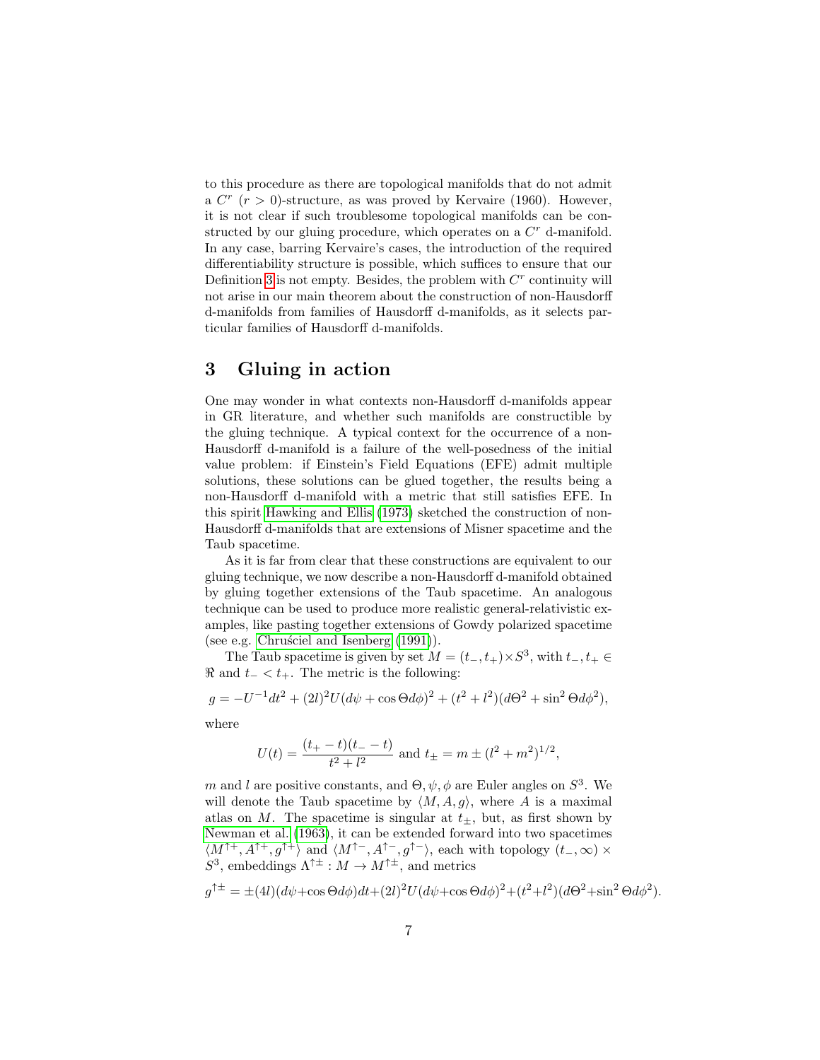to this procedure as there are topological manifolds that do not admit a $C^r$ ($r > 0$)-structure, as was proved by Kervaire (1960). However, it is not clear if such troublesome topological manifolds can be constructed by our gluing procedure, which operates on a $C^r$ d-manifold. In any case, barring Kervaire's cases, the introduction of the required differentiability structure is possible, which suffices to ensure that our Definition 3 is not empty. Besides, the problem with $C^r$ continuity will not arise in our main theorem about the construction of non-Hausdorff d-manifolds from families of Hausdorff d-manifolds, as it selects particular families of Hausdorff d-manifolds.

## 3 Gluing in action

One may wonder in what contexts non-Hausdorff d-manifolds appear in GR literature, and whether such manifolds are constructible by the gluing technique. A typical context for the occurrence of a non-Hausdorff d-manifold is a failure of the well-posedness of the initial value problem: if Einstein's Field Equations (EFE) admit multiple solutions, these solutions can be glued together, the results being a non-Hausdorff d-manifold with a metric that still satisfies EFE. In this spirit Hawking and Ellis (1973) sketched the construction of non-Hausdorff d-manifolds that are extensions of Misner spacetime and the Taub spacetime.

As it is far from clear that these constructions are equivalent to our gluing technique, we now describe a non-Hausdorff d-manifold obtained by gluing together extensions of the Taub spacetime. An analogous technique can be used to produce more realistic general-relativistic examples, like pasting together extensions of Gowdy polarized spacetime (see e.g. Chruściel and Isenberg (1991)).

The Taub spacetime is given by set $M = (t_-, t_+) \times S^3$, with $t_-, t_+ \in \Re$ and $t_- < t_+$. The metric is the following:

$$g = -U^{-1}dt^2 + (2l)^2 U(d\psi + \cos\Theta d\phi)^2 + (t^2 + l^2)(d\Theta^2 + \sin^2\Theta d\phi^2),$$

where

$$U(t) = \frac{(t_+ - t)(t_- - t)}{t^2 + l^2} \text{ and } t_\pm = m \pm (l^2 + m^2)^{1/2},$$

$m$ and $l$ are positive constants, and $\Theta, \psi, \phi$ are Euler angles on $S^3$. We will denote the Taub spacetime by $\langle M, A, g \rangle$, where $A$ is a maximal atlas on $M$. The spacetime is singular at $t_\pm$, but, as first shown by Newman et al. (1963), it can be extended forward into two spacetimes $\langle M^{\uparrow +}, A^{\uparrow +}, g^{\uparrow +} \rangle$ and $\langle M^{\uparrow -}, A^{\uparrow -}, g^{\uparrow -} \rangle$, each with topology $(t_-, \infty) \times S^3$, embeddings $\Lambda^{\uparrow \pm} : M \to M^{\uparrow \pm}$, and metrics

$$g^{\uparrow \pm} = \pm(4l)(d\psi + \cos\Theta d\phi)dt + (2l)^2 U(d\psi + \cos\Theta d\phi)^2 + (t^2 + l^2)(d\Theta^2 + \sin^2\Theta d\phi^2).$$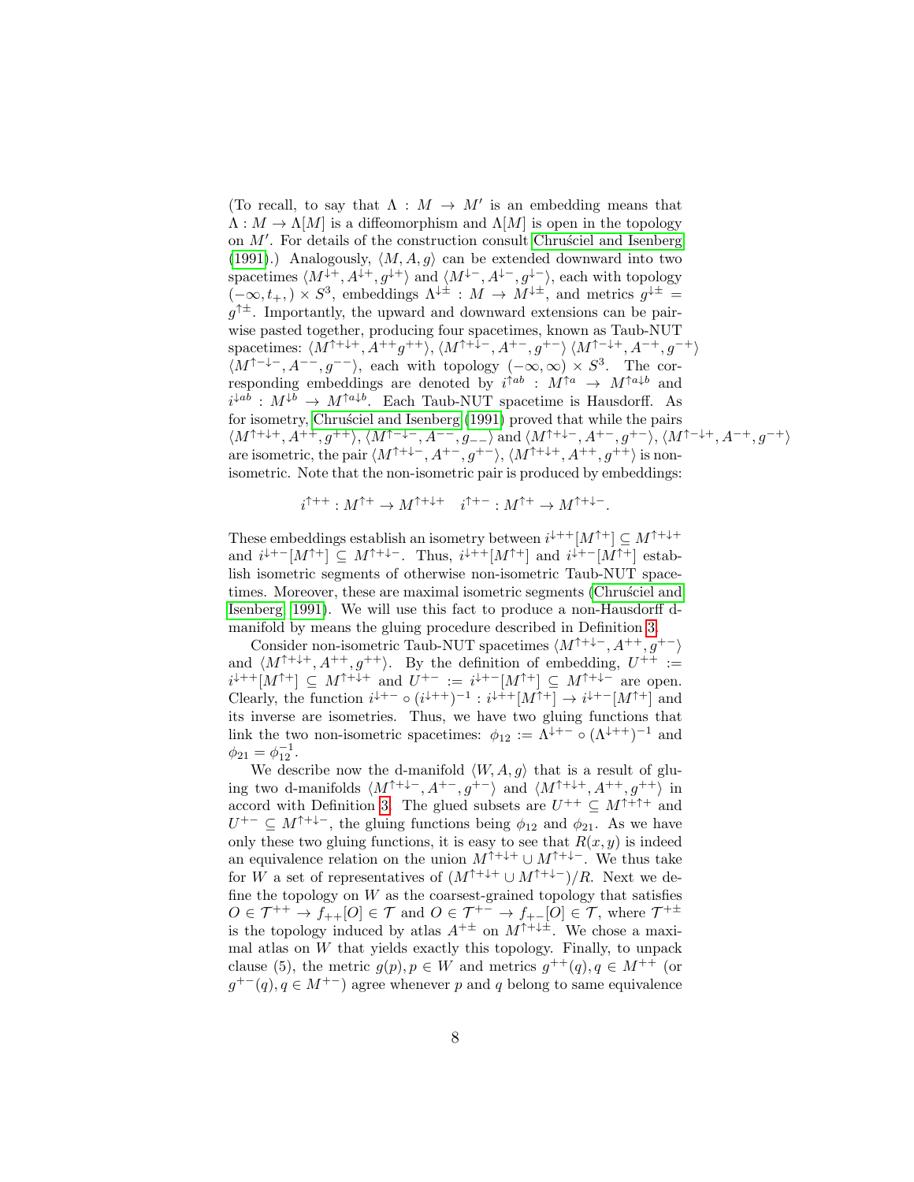(To recall, to say that $\Lambda : M \to M'$ is an embedding means that $\Lambda : M \to \Lambda[M]$ is a diffeomorphism and $\Lambda[M]$ is open in the topology on $M'$. For details of the construction consult Chruściel and Isenberg (1991).) Analogously, $\langle M, A, g\rangle$ can be extended downward into two spacetimes $\langle M^{\downarrow +}, A^{\downarrow +}, g^{\downarrow +}\rangle$ and $\langle M^{\downarrow -}, A^{\downarrow -}, g^{\downarrow -}\rangle$, each with topology $(-\infty, t_+,) \times S^3$, embeddings $\Lambda^{\downarrow \pm} : M \to M^{\downarrow \pm}$, and metrics $g^{\downarrow \pm} = g^{\uparrow \pm}$. Importantly, the upward and downward extensions can be pairwise pasted together, producing four spacetimes, known as Taub-NUT spacetimes: $\langle M^{\uparrow + \downarrow +}, A^{++} g^{++}\rangle$, $\langle M^{\uparrow + \downarrow -}, A^{+-}, g^{+-}\rangle$ $\langle M^{\uparrow - \downarrow +}, A^{-+}, g^{-+}\rangle$ $\langle M^{\uparrow - \downarrow -}, A^{--}, g^{--}\rangle$, each with topology $(-\infty, \infty) \times S^3$. The corresponding embeddings are denoted by $i^{\uparrow ab} : M^{\uparrow a} \to M^{\uparrow a \downarrow b}$ and $i^{\downarrow ab} : M^{\downarrow b} \to M^{\uparrow a \downarrow b}$. Each Taub-NUT spacetime is Hausdorff. As for isometry, Chruściel and Isenberg (1991) proved that while the pairs $\langle M^{\uparrow + \downarrow +}, A^{++}, g^{++}\rangle$, $\langle M^{\uparrow - \downarrow -}, A^{--}, g_{--}\rangle$ and $\langle M^{\uparrow + \downarrow -}, A^{+-}, g^{+-}\rangle$, $\langle M^{\uparrow - \downarrow +}, A^{-+}, g^{-+}\rangle$ are isometric, the pair $\langle M^{\uparrow + \downarrow -}, A^{+-}, g^{+-}\rangle$, $\langle M^{\uparrow + \downarrow +}, A^{++}, g^{++}\rangle$ is non-isometric. Note that the non-isometric pair is produced by embeddings:

$$i^{\uparrow ++} : M^{\uparrow +} \to M^{\uparrow + \downarrow +} \quad i^{\uparrow +-} : M^{\uparrow +} \to M^{\uparrow + \downarrow -}.$$

These embeddings establish an isometry between $i^{\downarrow ++}[M^{\uparrow +}] \subseteq M^{\uparrow + \downarrow +}$ and $i^{\downarrow +-}[M^{\uparrow +}] \subseteq M^{\uparrow + \downarrow -}$. Thus, $i^{\downarrow ++}[M^{\uparrow +}]$ and $i^{\downarrow +-}[M^{\uparrow +}]$ establish isometric segments of otherwise non-isometric Taub-NUT spacetimes. Moreover, these are maximal isometric segments (Chruściel and Isenberg, 1991). We will use this fact to produce a non-Hausdorff d-manifold by means the gluing procedure described in Definition 3.

Consider non-isometric Taub-NUT spacetimes $\langle M^{\uparrow + \downarrow -}, A^{++}, g^{+-}\rangle$ and $\langle M^{\uparrow + \downarrow +}, A^{++}, g^{++}\rangle$. By the definition of embedding, $U^{++} := i^{\downarrow ++}[M^{\uparrow +}] \subseteq M^{\uparrow + \downarrow +}$ and $U^{+-} := i^{\downarrow +-}[M^{\uparrow +}] \subseteq M^{\uparrow + \downarrow -}$ are open. Clearly, the function $i^{\downarrow +-} \circ (i^{\downarrow ++})^{-1} : i^{\downarrow ++}[M^{\uparrow +}] \to i^{\downarrow +-}[M^{\uparrow +}]$ and its inverse are isometries. Thus, we have two gluing functions that link the two non-isometric spacetimes: $\phi_{12} := \Lambda^{\downarrow +-} \circ (\Lambda^{\downarrow ++})^{-1}$ and $\phi_{21} = \phi_{12}^{-1}$.

We describe now the d-manifold $\langle W, A, g\rangle$ that is a result of gluing two d-manifolds $\langle M^{\uparrow + \downarrow -}, A^{+-}, g^{+-}\rangle$ and $\langle M^{\uparrow + \downarrow +}, A^{++}, g^{++}\rangle$ in accord with Definition 3. The glued subsets are $U^{++} \subseteq M^{\uparrow + \uparrow +}$ and $U^{+-} \subseteq M^{\uparrow + \downarrow -}$, the gluing functions being $\phi_{12}$ and $\phi_{21}$. As we have only these two gluing functions, it is easy to see that $R(x, y)$ is indeed an equivalence relation on the union $M^{\uparrow + \downarrow +} \cup M^{\uparrow + \downarrow -}$. We thus take for $W$ a set of representatives of $(M^{\uparrow + \downarrow +} \cup M^{\uparrow + \downarrow -})/R$. Next we define the topology on $W$ as the coarsest-grained topology that satisfies $O \in \mathcal{T}^{++} \to f_{++}[O] \in \mathcal{T}$ and $O \in \mathcal{T}^{+-} \to f_{+-}[O] \in \mathcal{T}$, where $\mathcal{T}^{+\pm}$ is the topology induced by atlas $A^{+\pm}$ on $M^{\uparrow + \downarrow \pm}$. We chose a maximal atlas on $W$ that yields exactly this topology. Finally, to unpack clause (5), the metric $g(p), p \in W$ and metrics $g^{++}(q), q \in M^{++}$ (or $g^{+-}(q), q \in M^{+-}$) agree whenever $p$ and $q$ belong to same equivalence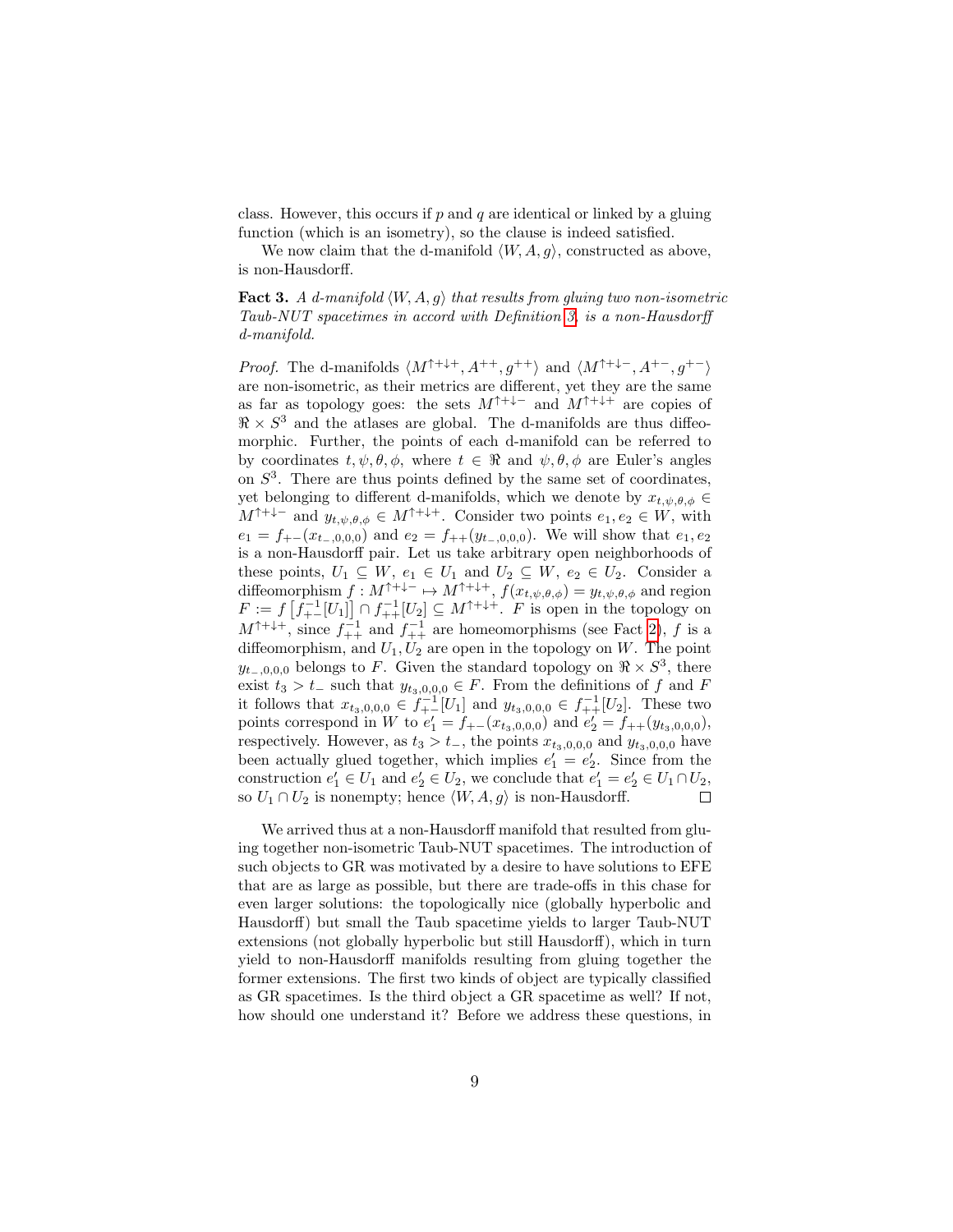class. However, this occurs if $p$ and $q$ are identical or linked by a gluing function (which is an isometry), so the clause is indeed satisfied.

We now claim that the d-manifold $\langle W, A, g\rangle$, constructed as above, is non-Hausdorff.

**Fact 3.** *A d-manifold $\langle W, A, g\rangle$ that results from gluing two non-isometric Taub-NUT spacetimes in accord with Definition 3, is a non-Hausdorff d-manifold.*

*Proof.* The d-manifolds $\langle M^{\uparrow+\downarrow+}, A^{++}, g^{++}\rangle$ and $\langle M^{\uparrow+\downarrow-}, A^{+-}, g^{+-}\rangle$ are non-isometric, as their metrics are different, yet they are the same as far as topology goes: the sets $M^{\uparrow+\downarrow-}$ and $M^{\uparrow+\downarrow+}$ are copies of $\Re \times S^3$ and the atlases are global. The d-manifolds are thus diffeomorphic. Further, the points of each d-manifold can be referred to by coordinates $t, \psi, \theta, \phi$, where $t \in \Re$ and $\psi, \theta, \phi$ are Euler's angles on $S^3$. There are thus points defined by the same set of coordinates, yet belonging to different d-manifolds, which we denote by $x_{t,\psi,\theta,\phi} \in M^{\uparrow+\downarrow-}$ and $y_{t,\psi,\theta,\phi} \in M^{\uparrow+\downarrow+}$. Consider two points $e_1, e_2 \in W$, with $e_1 = f_{+-}(x_{t_-,0,0,0})$ and $e_2 = f_{++}(y_{t_-,0,0,0})$. We will show that $e_1, e_2$ is a non-Hausdorff pair. Let us take arbitrary open neighborhoods of these points, $U_1 \subseteq W$, $e_1 \in U_1$ and $U_2 \subseteq W$, $e_2 \in U_2$. Consider a diffeomorphism $f : M^{\uparrow+\downarrow-} \mapsto M^{\uparrow+\downarrow+}$, $f(x_{t,\psi,\theta,\phi}) = y_{t,\psi,\theta,\phi}$ and region $F := f\left[f_{+-}^{-1}[U_1]\right] \cap f_{++}^{-1}[U_2] \subseteq M^{\uparrow+\downarrow+}$. $F$ is open in the topology on $M^{\uparrow+\downarrow+}$, since $f_{++}^{-1}$ and $f_{++}^{-1}$ are homeomorphisms (see Fact 2), $f$ is a diffeomorphism, and $U_1, U_2$ are open in the topology on $W$. The point $y_{t_-,0,0,0}$ belongs to $F$. Given the standard topology on $\Re \times S^3$, there exist $t_3 > t_-$ such that $y_{t_3,0,0,0} \in F$. From the definitions of $f$ and $F$ it follows that $x_{t_3,0,0,0} \in f_{+-}^{-1}[U_1]$ and $y_{t_3,0,0,0} \in f_{++}^{-1}[U_2]$. These two points correspond in $W$ to $e_1' = f_{+-}(x_{t_3,0,0,0})$ and $e_2' = f_{++}(y_{t_3,0,0,0})$, respectively. However, as $t_3 > t_-$, the points $x_{t_3,0,0,0}$ and $y_{t_3,0,0,0}$ have been actually glued together, which implies $e_1' = e_2'$. Since from the construction $e_1' \in U_1$ and $e_2' \in U_2$, we conclude that $e_1' = e_2' \in U_1 \cap U_2$, so $U_1 \cap U_2$ is nonempty; hence $\langle W, A, g\rangle$ is non-Hausdorff. $\square$

We arrived thus at a non-Hausdorff manifold that resulted from gluing together non-isometric Taub-NUT spacetimes. The introduction of such objects to GR was motivated by a desire to have solutions to EFE that are as large as possible, but there are trade-offs in this chase for even larger solutions: the topologically nice (globally hyperbolic and Hausdorff) but small the Taub spacetime yields to larger Taub-NUT extensions (not globally hyperbolic but still Hausdorff), which in turn yield to non-Hausdorff manifolds resulting from gluing together the former extensions. The first two kinds of object are typically classified as GR spacetimes. Is the third object a GR spacetime as well? If not, how should one understand it? Before we address these questions, in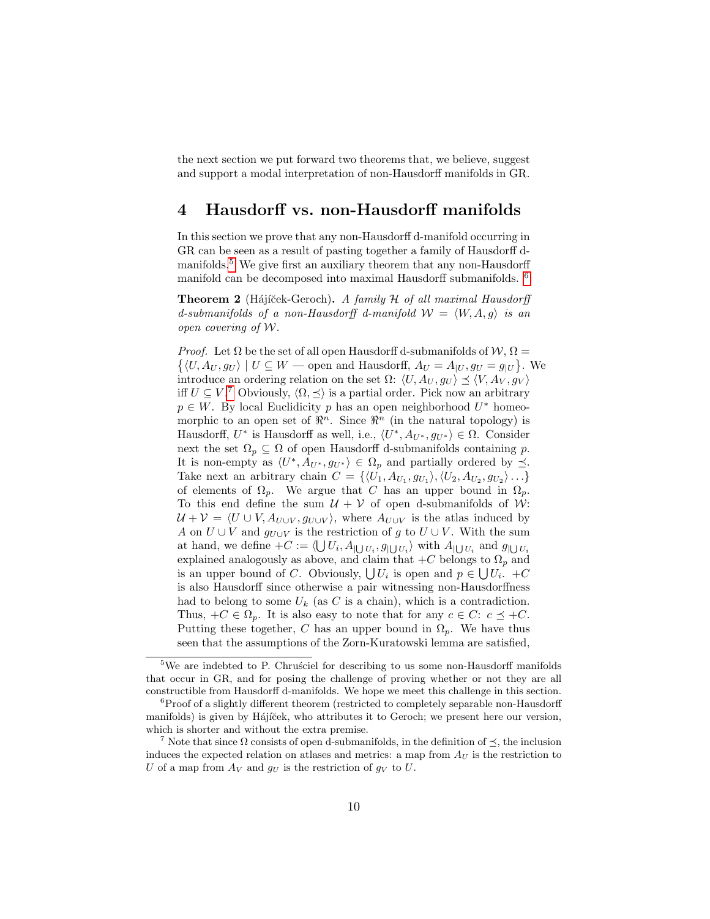the next section we put forward two theorems that, we believe, suggest and support a modal interpretation of non-Hausdorff manifolds in GR.

## 4 Hausdorff vs. non-Hausdorff manifolds

In this section we prove that any non-Hausdorff d-manifold occurring in GR can be seen as a result of pasting together a family of Hausdorff d-manifolds.[5] We give first an auxiliary theorem that any non-Hausdorff manifold can be decomposed into maximal Hausdorff submanifolds. [6]

**Theorem 2** (Hájíček-Geroch)**.** *A family $\mathcal{H}$ of all maximal Hausdorff d-submanifolds of a non-Hausdorff d-manifold $\mathcal{W} = \langle W, A, g\rangle$ is an open covering of $\mathcal{W}$.*

*Proof.* Let $\Omega$ be the set of all open Hausdorff d-submanifolds of $\mathcal{W}$, $\Omega = \{\langle U, A_U, g_U\rangle \mid U \subseteq W$ — open and Hausdorff, $A_U = A_{|U}, g_U = g_{|U}\}$. We introduce an ordering relation on the set $\Omega$: $\langle U, A_U, g_U\rangle \preceq \langle V, A_V, g_V\rangle$ iff $U \subseteq V$.[7] Obviously, $\langle \Omega, \preceq\rangle$ is a partial order. Pick now an arbitrary $p \in W$. By local Euclidicity $p$ has an open neighborhood $U^*$ homeomorphic to an open set of $\Re^n$. Since $\Re^n$ (in the natural topology) is Hausdorff, $U^*$ is Hausdorff as well, i.e., $\langle U^*, A_{U^*}, g_{U^*}\rangle \in \Omega$. Consider next the set $\Omega_p \subseteq \Omega$ of open Hausdorff d-submanifolds containing $p$. It is non-empty as $\langle U^*, A_{U^*}, g_{U^*}\rangle \in \Omega_p$ and partially ordered by $\preceq$. Take next an arbitrary chain $C = \{\langle U_1, A_{U_1}, g_{U_1}\rangle, \langle U_2, A_{U_2}, g_{U_2}\rangle \ldots\}$ of elements of $\Omega_p$. We argue that $C$ has an upper bound in $\Omega_p$. To this end define the sum $\mathcal{U} + \mathcal{V}$ of open d-submanifolds of $\mathcal{W}$: $\mathcal{U} + \mathcal{V} = \langle U \cup V, A_{U\cup V}, g_{U\cup V}\rangle$, where $A_{U\cup V}$ is the atlas induced by $A$ on $U \cup V$ and $g_{U\cup V}$ is the restriction of $g$ to $U \cup V$. With the sum at hand, we define $+C := \langle \bigcup U_i, A_{|\bigcup U_i}, g_{|\bigcup U_i}\rangle$ with $A_{|\bigcup U_i}$ and $g_{|\bigcup U_i}$ explained analogously as above, and claim that $+C$ belongs to $\Omega_p$ and is an upper bound of $C$. Obviously, $\bigcup U_i$ is open and $p \in \bigcup U_i$. $+C$ is also Hausdorff since otherwise a pair witnessing non-Hausdorffness had to belong to some $U_k$ (as $C$ is a chain), which is a contradiction. Thus, $+C \in \Omega_p$. It is also easy to note that for any $c \in C$: $c \preceq +C$. Putting these together, $C$ has an upper bound in $\Omega_p$. We have thus seen that the assumptions of the Zorn-Kuratowski lemma are satisfied,

---

[5] We are indebted to P. Chruściel for describing to us some non-Hausdorff manifolds that occur in GR, and for posing the challenge of proving whether or not they are all constructible from Hausdorff d-manifolds. We hope we meet this challenge in this section.

[6] Proof of a slightly different theorem (restricted to completely separable non-Hausdorff manifolds) is given by Hájíček, who attributes it to Geroch; we present here our version, which is shorter and without the extra premise.

[7] Note that since $\Omega$ consists of open d-submanifolds, in the definition of $\preceq$, the inclusion induces the expected relation on atlases and metrics: a map from $A_U$ is the restriction to $U$ of a map from $A_V$ and $g_U$ is the restriction of $g_V$ to $U$.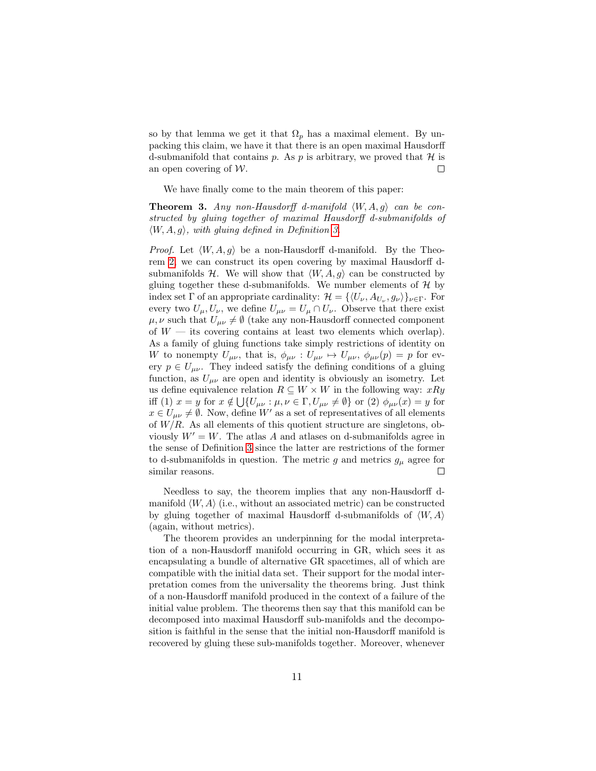so by that lemma we get it that $\Omega_p$ has a maximal element. By unpacking this claim, we have it that there is an open maximal Hausdorff d-submanifold that contains $p$. As $p$ is arbitrary, we proved that $\mathcal{H}$ is an open covering of $\mathcal{W}$. □

We have finally come to the main theorem of this paper:

**Theorem 3.** *Any non-Hausdorff d-manifold $\langle W, A, g\rangle$ can be constructed by gluing together of maximal Hausdorff d-submanifolds of $\langle W, A, g\rangle$, with gluing defined in Definition 3.*

*Proof.* Let $\langle W, A, g\rangle$ be a non-Hausdorff d-manifold. By the Theorem 2, we can construct its open covering by maximal Hausdorff d-submanifolds $\mathcal{H}$. We will show that $\langle W, A, g\rangle$ can be constructed by gluing together these d-submanifolds. We number elements of $\mathcal{H}$ by index set $\Gamma$ of an appropriate cardinality: $\mathcal{H} = \{\langle U_\nu, A_{U_\nu}, g_\nu\rangle\}_{\nu\in\Gamma}$. For every two $U_\mu, U_\nu$, we define $U_{\mu\nu} = U_\mu \cap U_\nu$. Observe that there exist $\mu, \nu$ such that $U_{\mu\nu} \neq \emptyset$ (take any non-Hausdorff connected component of $W$ — its covering contains at least two elements which overlap). As a family of gluing functions take simply restrictions of identity on $W$ to nonempty $U_{\mu\nu}$, that is, $\phi_{\mu\nu} : U_{\mu\nu} \mapsto U_{\mu\nu}$, $\phi_{\mu\nu}(p) = p$ for every $p \in U_{\mu\nu}$. They indeed satisfy the defining conditions of a gluing function, as $U_{\mu\nu}$ are open and identity is obviously an isometry. Let us define equivalence relation $R \subseteq W \times W$ in the following way: $xRy$ iff (1) $x = y$ for $x \notin \bigcup\{U_{\mu\nu} : \mu, \nu \in \Gamma, U_{\mu\nu} \neq \emptyset\}$ or (2) $\phi_{\mu\nu}(x) = y$ for $x \in U_{\mu\nu} \neq \emptyset$. Now, define $W'$ as a set of representatives of all elements of $W/R$. As all elements of this quotient structure are singletons, obviously $W' = W$. The atlas $A$ and atlases on d-submanifolds agree in the sense of Definition 3 since the latter are restrictions of the former to d-submanifolds in question. The metric $g$ and metrics $g_\mu$ agree for similar reasons. □

Needless to say, the theorem implies that any non-Hausdorff d-manifold $\langle W, A\rangle$ (i.e., without an associated metric) can be constructed by gluing together of maximal Hausdorff d-submanifolds of $\langle W, A\rangle$ (again, without metrics).

The theorem provides an underpinning for the modal interpretation of a non-Hausdorff manifold occurring in GR, which sees it as encapsulating a bundle of alternative GR spacetimes, all of which are compatible with the initial data set. Their support for the modal interpretation comes from the universality the theorems bring. Just think of a non-Hausdorff manifold produced in the context of a failure of the initial value problem. The theorems then say that this manifold can be decomposed into maximal Hausdorff sub-manifolds and the decomposition is faithful in the sense that the initial non-Hausdorff manifold is recovered by gluing these sub-manifolds together. Moreover, whenever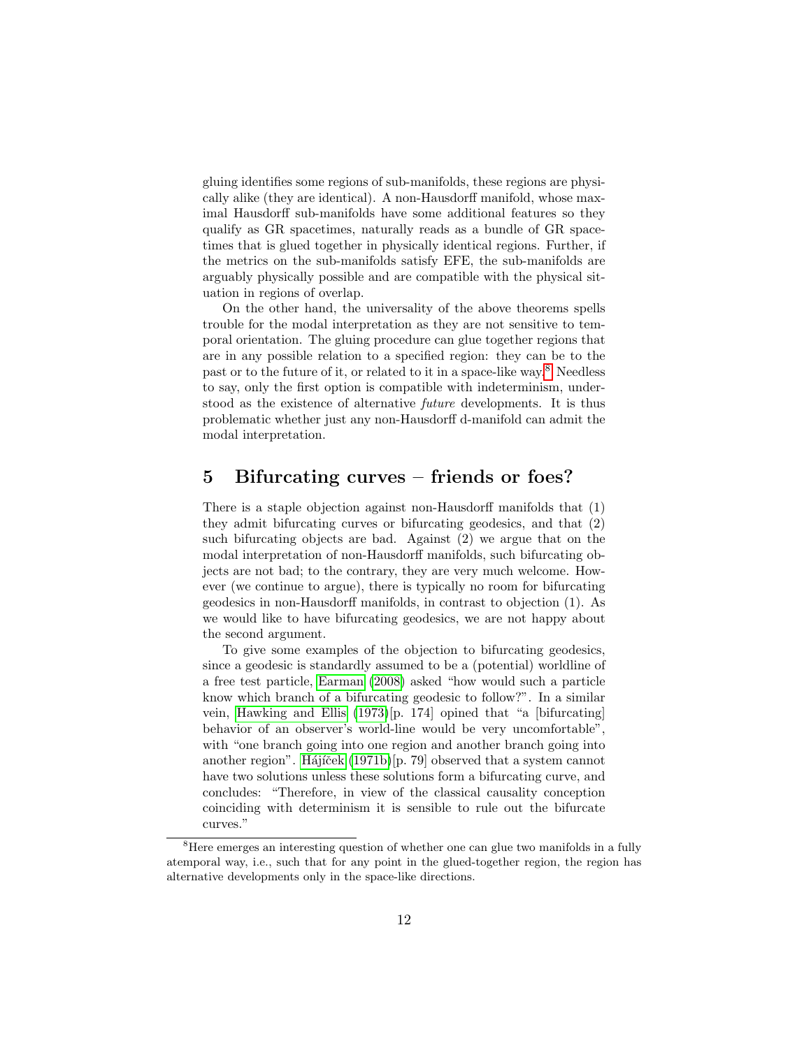gluing identifies some regions of sub-manifolds, these regions are physically alike (they are identical). A non-Hausdorff manifold, whose maximal Hausdorff sub-manifolds have some additional features so they qualify as GR spacetimes, naturally reads as a bundle of GR spacetimes that is glued together in physically identical regions. Further, if the metrics on the sub-manifolds satisfy EFE, the sub-manifolds are arguably physically possible and are compatible with the physical situation in regions of overlap.

On the other hand, the universality of the above theorems spells trouble for the modal interpretation as they are not sensitive to temporal orientation. The gluing procedure can glue together regions that are in any possible relation to a specified region: they can be to the past or to the future of it, or related to it in a space-like way.[8] Needless to say, only the first option is compatible with indeterminism, understood as the existence of alternative *future* developments. It is thus problematic whether just any non-Hausdorff d-manifold can admit the modal interpretation.

## 5 Bifurcating curves – friends or foes?

There is a staple objection against non-Hausdorff manifolds that (1) they admit bifurcating curves or bifurcating geodesics, and that (2) such bifurcating objects are bad. Against (2) we argue that on the modal interpretation of non-Hausdorff manifolds, such bifurcating objects are not bad; to the contrary, they are very much welcome. However (we continue to argue), there is typically no room for bifurcating geodesics in non-Hausdorff manifolds, in contrast to objection (1). As we would like to have bifurcating geodesics, we are not happy about the second argument.

To give some examples of the objection to bifurcating geodesics, since a geodesic is standardly assumed to be a (potential) worldline of a free test particle, Earman (2008) asked "how would such a particle know which branch of a bifurcating geodesic to follow?". In a similar vein, Hawking and Ellis (1973)[p. 174] opined that "a [bifurcating] behavior of an observer's world-line would be very uncomfortable", with "one branch going into one region and another branch going into another region". Hájíček (1971b)[p. 79] observed that a system cannot have two solutions unless these solutions form a bifurcating curve, and concludes: "Therefore, in view of the classical causality conception coinciding with determinism it is sensible to rule out the bifurcate curves."

---

[8] Here emerges an interesting question of whether one can glue two manifolds in a fully atemporal way, i.e., such that for any point in the glued-together region, the region has alternative developments only in the space-like directions.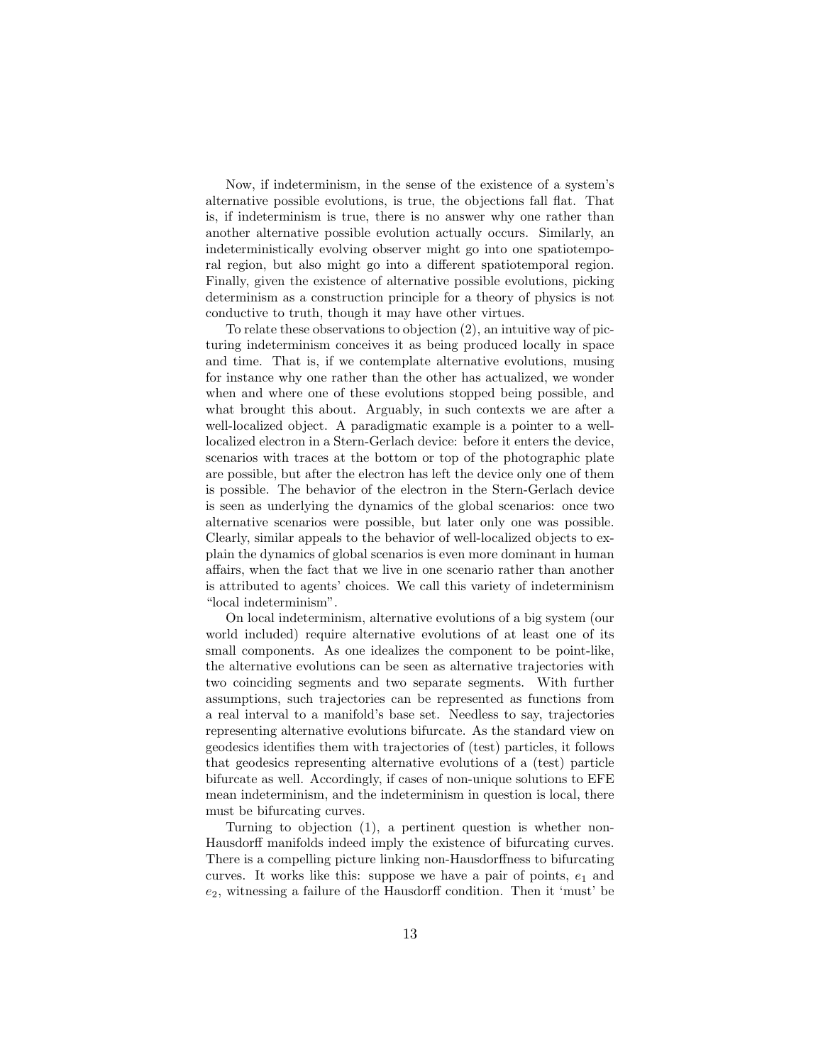Now, if indeterminism, in the sense of the existence of a system's alternative possible evolutions, is true, the objections fall flat. That is, if indeterminism is true, there is no answer why one rather than another alternative possible evolution actually occurs. Similarly, an indeterministically evolving observer might go into one spatiotemporal region, but also might go into a different spatiotemporal region. Finally, given the existence of alternative possible evolutions, picking determinism as a construction principle for a theory of physics is not conductive to truth, though it may have other virtues.

To relate these observations to objection (2), an intuitive way of picturing indeterminism conceives it as being produced locally in space and time. That is, if we contemplate alternative evolutions, musing for instance why one rather than the other has actualized, we wonder when and where one of these evolutions stopped being possible, and what brought this about. Arguably, in such contexts we are after a well-localized object. A paradigmatic example is a pointer to a well-localized electron in a Stern-Gerlach device: before it enters the device, scenarios with traces at the bottom or top of the photographic plate are possible, but after the electron has left the device only one of them is possible. The behavior of the electron in the Stern-Gerlach device is seen as underlying the dynamics of the global scenarios: once two alternative scenarios were possible, but later only one was possible. Clearly, similar appeals to the behavior of well-localized objects to explain the dynamics of global scenarios is even more dominant in human affairs, when the fact that we live in one scenario rather than another is attributed to agents' choices. We call this variety of indeterminism "local indeterminism".

On local indeterminism, alternative evolutions of a big system (our world included) require alternative evolutions of at least one of its small components. As one idealizes the component to be point-like, the alternative evolutions can be seen as alternative trajectories with two coinciding segments and two separate segments. With further assumptions, such trajectories can be represented as functions from a real interval to a manifold's base set. Needless to say, trajectories representing alternative evolutions bifurcate. As the standard view on geodesics identifies them with trajectories of (test) particles, it follows that geodesics representing alternative evolutions of a (test) particle bifurcate as well. Accordingly, if cases of non-unique solutions to EFE mean indeterminism, and the indeterminism in question is local, there must be bifurcating curves.

Turning to objection (1), a pertinent question is whether non-Hausdorff manifolds indeed imply the existence of bifurcating curves. There is a compelling picture linking non-Hausdorffness to bifurcating curves. It works like this: suppose we have a pair of points, $e_1$ and $e_2$, witnessing a failure of the Hausdorff condition. Then it 'must' be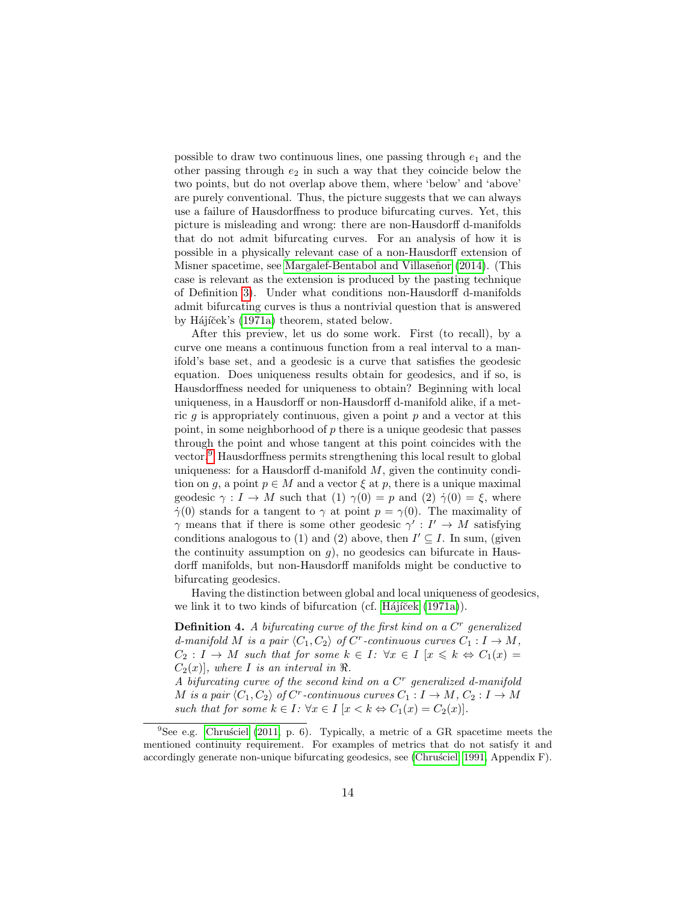possible to draw two continuous lines, one passing through $e_1$ and the other passing through $e_2$ in such a way that they coincide below the two points, but do not overlap above them, where 'below' and 'above' are purely conventional. Thus, the picture suggests that we can always use a failure of Hausdorffness to produce bifurcating curves. Yet, this picture is misleading and wrong: there are non-Hausdorff d-manifolds that do not admit bifurcating curves. For an analysis of how it is possible in a physically relevant case of a non-Hausdorff extension of Misner spacetime, see Margalef-Bentabol and Villaseñor (2014). (This case is relevant as the extension is produced by the pasting technique of Definition 3). Under what conditions non-Hausdorff d-manifolds admit bifurcating curves is thus a nontrivial question that is answered by Hájíček's (1971a) theorem, stated below.

After this preview, let us do some work. First (to recall), by a curve one means a continuous function from a real interval to a manifold's base set, and a geodesic is a curve that satisfies the geodesic equation. Does uniqueness results obtain for geodesics, and if so, is Hausdorffness needed for uniqueness to obtain? Beginning with local uniqueness, in a Hausdorff or non-Hausdorff d-manifold alike, if a metric $g$ is appropriately continuous, given a point $p$ and a vector at this point, in some neighborhood of $p$ there is a unique geodesic that passes through the point and whose tangent at this point coincides with the vector.[9] Hausdorffness permits strengthening this local result to global uniqueness: for a Hausdorff d-manifold $M$, given the continuity condition on $g$, a point $p \in M$ and a vector $\xi$ at $p$, there is a unique maximal geodesic $\gamma : I \to M$ such that (1) $\gamma(0) = p$ and (2) $\dot{\gamma}(0) = \xi$, where $\dot{\gamma}(0)$ stands for a tangent to $\gamma$ at point $p = \gamma(0)$. The maximality of $\gamma$ means that if there is some other geodesic $\gamma' : I' \to M$ satisfying conditions analogous to (1) and (2) above, then $I' \subseteq I$. In sum, (given the continuity assumption on $g$), no geodesics can bifurcate in Hausdorff manifolds, but non-Hausdorff manifolds might be conductive to bifurcating geodesics.

Having the distinction between global and local uniqueness of geodesics, we link it to two kinds of bifurcation (cf. Hájíček (1971a)).

**Definition 4.** *A bifurcating curve of the first kind on a $C^r$ generalized d-manifold $M$ is a pair $\langle C_1, C_2 \rangle$ of $C^r$-continuous curves $C_1 : I \to M$, $C_2 : I \to M$ such that for some $k \in I$: $\forall x \in I$ $[x \leqslant k \Leftrightarrow C_1(x) = C_2(x)]$, where $I$ is an interval in $\Re$.*

*A bifurcating curve of the second kind on a $C^r$ generalized d-manifold $M$ is a pair $\langle C_1, C_2 \rangle$ of $C^r$-continuous curves $C_1 : I \to M$, $C_2 : I \to M$ such that for some $k \in I$: $\forall x \in I$ $[x < k \Leftrightarrow C_1(x) = C_2(x)]$.*

---

[9] See e.g. Chruściel (2011, p. 6). Typically, a metric of a GR spacetime meets the mentioned continuity requirement. For examples of metrics that do not satisfy it and accordingly generate non-unique bifurcating geodesics, see (Chruściel, 1991, Appendix F).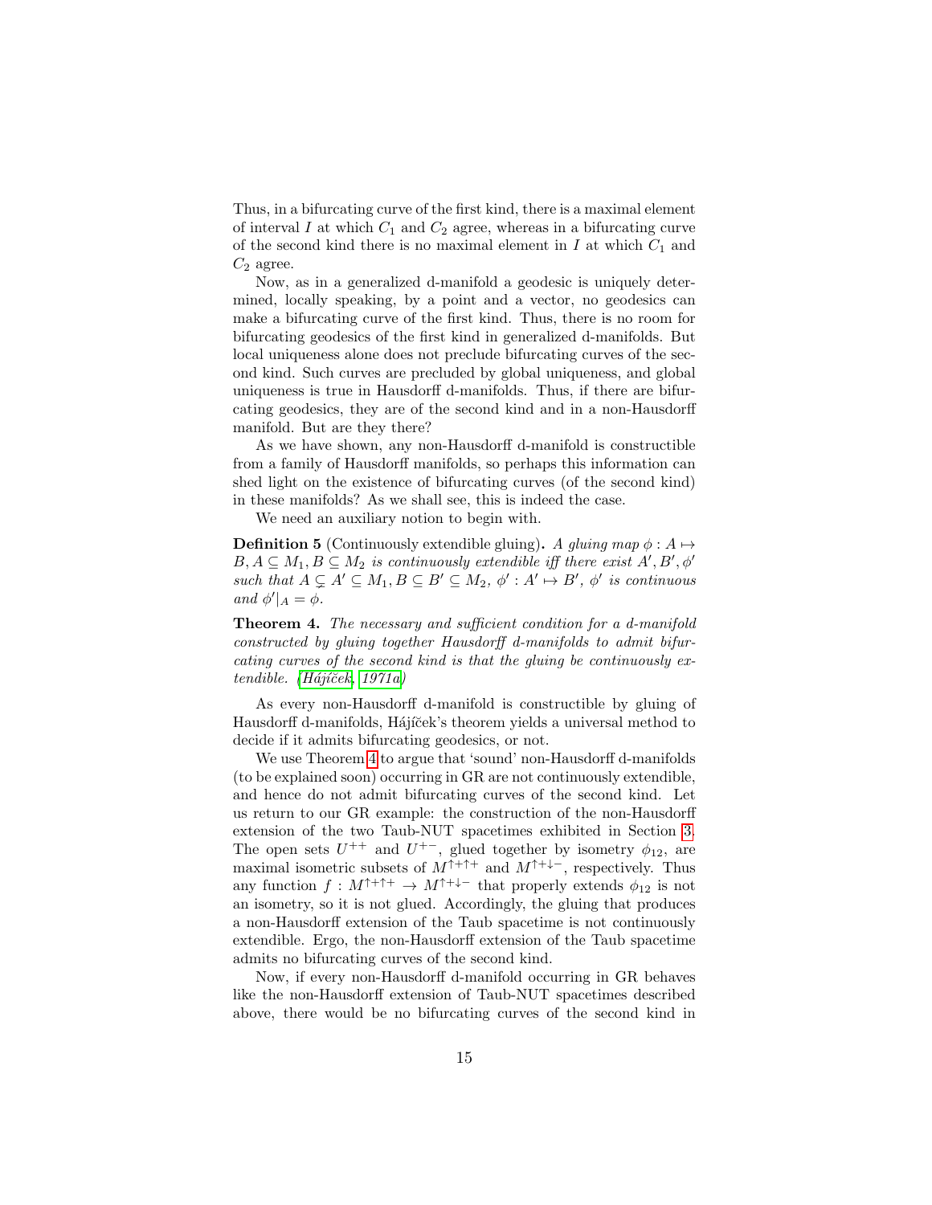Thus, in a bifurcating curve of the first kind, there is a maximal element of interval $I$ at which $C_1$ and $C_2$ agree, whereas in a bifurcating curve of the second kind there is no maximal element in $I$ at which $C_1$ and $C_2$ agree.

Now, as in a generalized d-manifold a geodesic is uniquely determined, locally speaking, by a point and a vector, no geodesics can make a bifurcating curve of the first kind. Thus, there is no room for bifurcating geodesics of the first kind in generalized d-manifolds. But local uniqueness alone does not preclude bifurcating curves of the second kind. Such curves are precluded by global uniqueness, and global uniqueness is true in Hausdorff d-manifolds. Thus, if there are bifurcating geodesics, they are of the second kind and in a non-Hausdorff manifold. But are they there?

As we have shown, any non-Hausdorff d-manifold is constructible from a family of Hausdorff manifolds, so perhaps this information can shed light on the existence of bifurcating curves (of the second kind) in these manifolds? As we shall see, this is indeed the case.

We need an auxiliary notion to begin with.

**Definition 5** (Continuously extendible gluing)**.** *A gluing map $\phi : A \mapsto B, A \subseteq M_1, B \subseteq M_2$ is continuously extendible iff there exist $A', B', \phi'$ such that $A \subsetneq A' \subseteq M_1, B \subseteq B' \subseteq M_2$, $\phi' : A' \mapsto B'$, $\phi'$ is continuous and $\phi'|_A = \phi$.*

**Theorem 4.** *The necessary and sufficient condition for a d-manifold constructed by gluing together Hausdorff d-manifolds to admit bifurcating curves of the second kind is that the gluing be continuously extendible. (Hájíček, 1971a)*

As every non-Hausdorff d-manifold is constructible by gluing of Hausdorff d-manifolds, Hájíček's theorem yields a universal method to decide if it admits bifurcating geodesics, or not.

We use Theorem 4 to argue that 'sound' non-Hausdorff d-manifolds (to be explained soon) occurring in GR are not continuously extendible, and hence do not admit bifurcating curves of the second kind. Let us return to our GR example: the construction of the non-Hausdorff extension of the two Taub-NUT spacetimes exhibited in Section 3. The open sets $U^{++}$ and $U^{+-}$, glued together by isometry $\phi_{12}$, are maximal isometric subsets of $M^{\uparrow+\uparrow+}$ and $M^{\uparrow+\downarrow-}$, respectively. Thus any function $f : M^{\uparrow+\uparrow+} \to M^{\uparrow+\downarrow-}$ that properly extends $\phi_{12}$ is not an isometry, so it is not glued. Accordingly, the gluing that produces a non-Hausdorff extension of the Taub spacetime is not continuously extendible. Ergo, the non-Hausdorff extension of the Taub spacetime admits no bifurcating curves of the second kind.

Now, if every non-Hausdorff d-manifold occurring in GR behaves like the non-Hausdorff extension of Taub-NUT spacetimes described above, there would be no bifurcating curves of the second kind in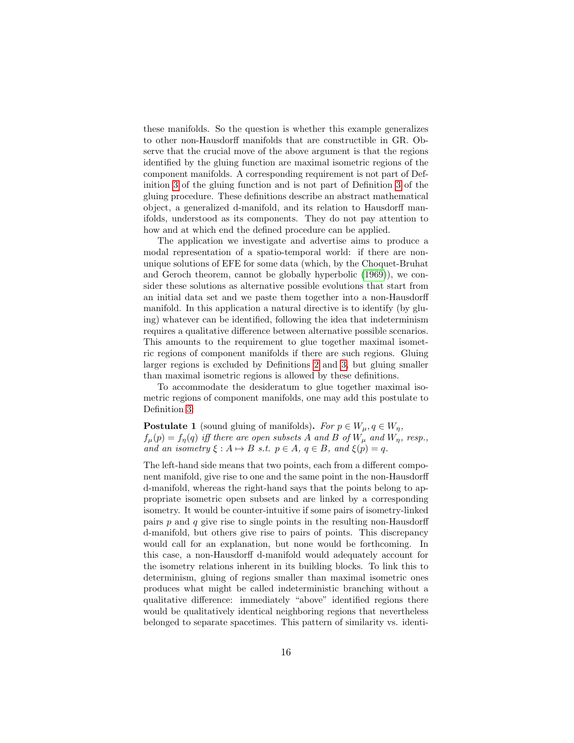these manifolds. So the question is whether this example generalizes to other non-Hausdorff manifolds that are constructible in GR. Observe that the crucial move of the above argument is that the regions identified by the gluing function are maximal isometric regions of the component manifolds. A corresponding requirement is not part of Definition 3 of the gluing function and is not part of Definition 3 of the gluing procedure. These definitions describe an abstract mathematical object, a generalized d-manifold, and its relation to Hausdorff manifolds, understood as its components. They do not pay attention to how and at which end the defined procedure can be applied.

The application we investigate and advertise aims to produce a modal representation of a spatio-temporal world: if there are non-unique solutions of EFE for some data (which, by the Choquet-Bruhat and Geroch theorem, cannot be globally hyperbolic (1969)), we consider these solutions as alternative possible evolutions that start from an initial data set and we paste them together into a non-Hausdorff manifold. In this application a natural directive is to identify (by gluing) whatever can be identified, following the idea that indeterminism requires a qualitative difference between alternative possible scenarios. This amounts to the requirement to glue together maximal isometric regions of component manifolds if there are such regions. Gluing larger regions is excluded by Definitions 2 and 3, but gluing smaller than maximal isometric regions is allowed by these definitions.

To accommodate the desideratum to glue together maximal isometric regions of component manifolds, one may add this postulate to Definition 3:

**Postulate 1** (sound gluing of manifolds)**.** *For $p \in W_\mu, q \in W_\eta$, $f_\mu(p) = f_\eta(q)$ iff there are open subsets $A$ and $B$ of $W_\mu$ and $W_\eta$, resp., and an isometry $\xi : A \mapsto B$ s.t. $p \in A$, $q \in B$, and $\xi(p) = q$.*

The left-hand side means that two points, each from a different component manifold, give rise to one and the same point in the non-Hausdorff d-manifold, whereas the right-hand says that the points belong to appropriate isometric open subsets and are linked by a corresponding isometry. It would be counter-intuitive if some pairs of isometry-linked pairs $p$ and $q$ give rise to single points in the resulting non-Hausdorff d-manifold, but others give rise to pairs of points. This discrepancy would call for an explanation, but none would be forthcoming. In this case, a non-Hausdorff d-manifold would adequately account for the isometry relations inherent in its building blocks. To link this to determinism, gluing of regions smaller than maximal isometric ones produces what might be called indeterministic branching without a qualitative difference: immediately "above" identified regions there would be qualitatively identical neighboring regions that nevertheless belonged to separate spacetimes. This pattern of similarity vs. identi-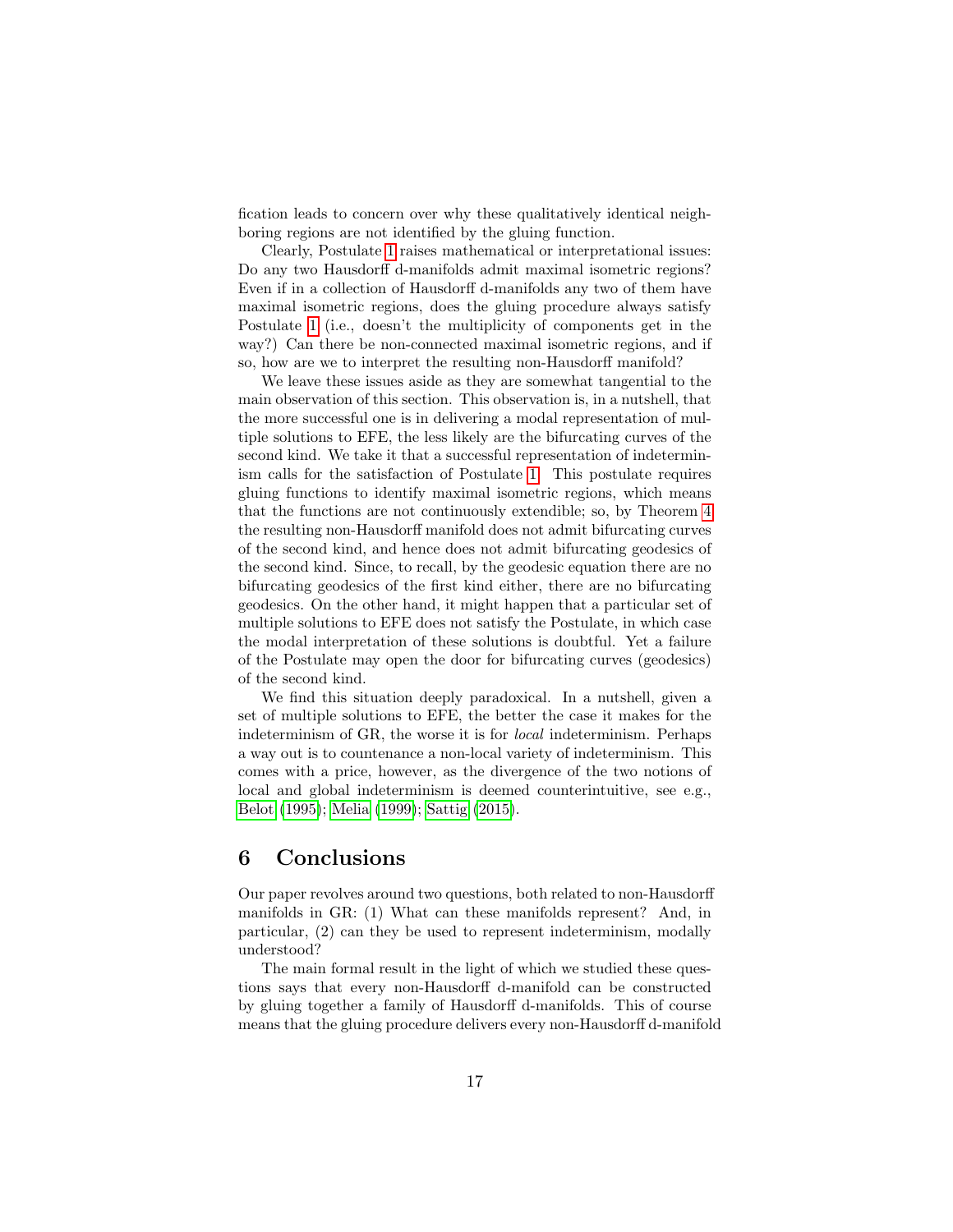fication leads to concern over why these qualitatively identical neighboring regions are not identified by the gluing function.

Clearly, Postulate 1 raises mathematical or interpretational issues: Do any two Hausdorff d-manifolds admit maximal isometric regions? Even if in a collection of Hausdorff d-manifolds any two of them have maximal isometric regions, does the gluing procedure always satisfy Postulate 1 (i.e., doesn't the multiplicity of components get in the way?) Can there be non-connected maximal isometric regions, and if so, how are we to interpret the resulting non-Hausdorff manifold?

We leave these issues aside as they are somewhat tangential to the main observation of this section. This observation is, in a nutshell, that the more successful one is in delivering a modal representation of multiple solutions to EFE, the less likely are the bifurcating curves of the second kind. We take it that a successful representation of indeterminism calls for the satisfaction of Postulate 1. This postulate requires gluing functions to identify maximal isometric regions, which means that the functions are not continuously extendible; so, by Theorem 4 the resulting non-Hausdorff manifold does not admit bifurcating curves of the second kind, and hence does not admit bifurcating geodesics of the second kind. Since, to recall, by the geodesic equation there are no bifurcating geodesics of the first kind either, there are no bifurcating geodesics. On the other hand, it might happen that a particular set of multiple solutions to EFE does not satisfy the Postulate, in which case the modal interpretation of these solutions is doubtful. Yet a failure of the Postulate may open the door for bifurcating curves (geodesics) of the second kind.

We find this situation deeply paradoxical. In a nutshell, given a set of multiple solutions to EFE, the better the case it makes for the indeterminism of GR, the worse it is for *local* indeterminism. Perhaps a way out is to countenance a non-local variety of indeterminism. This comes with a price, however, as the divergence of the two notions of local and global indeterminism is deemed counterintuitive, see e.g., Belot (1995); Melia (1999); Sattig (2015).

## 6 Conclusions

Our paper revolves around two questions, both related to non-Hausdorff manifolds in GR: (1) What can these manifolds represent? And, in particular, (2) can they be used to represent indeterminism, modally understood?

The main formal result in the light of which we studied these questions says that every non-Hausdorff d-manifold can be constructed by gluing together a family of Hausdorff d-manifolds. This of course means that the gluing procedure delivers every non-Hausdorff d-manifold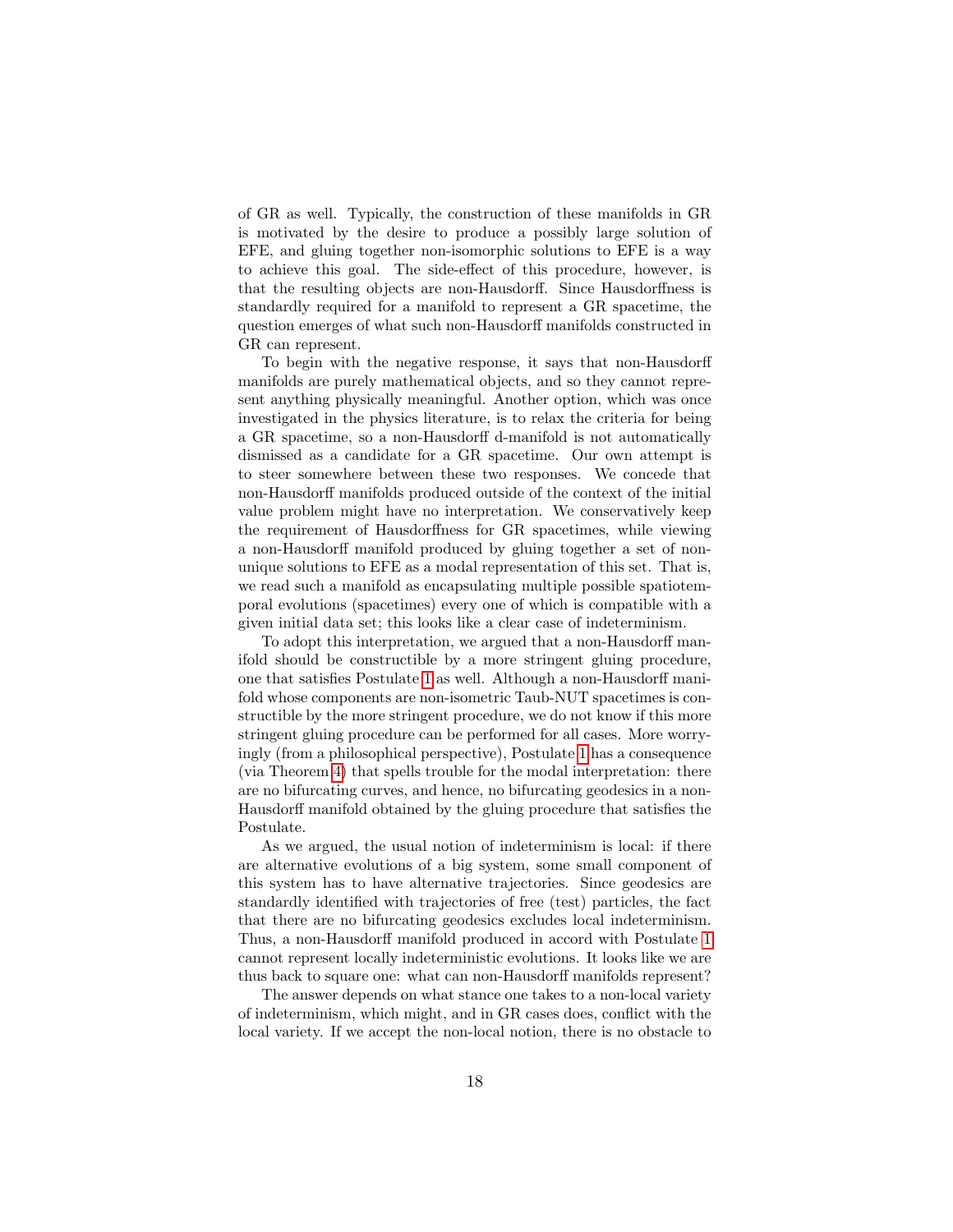of GR as well. Typically, the construction of these manifolds in GR is motivated by the desire to produce a possibly large solution of EFE, and gluing together non-isomorphic solutions to EFE is a way to achieve this goal. The side-effect of this procedure, however, is that the resulting objects are non-Hausdorff. Since Hausdorffness is standardly required for a manifold to represent a GR spacetime, the question emerges of what such non-Hausdorff manifolds constructed in GR can represent.

To begin with the negative response, it says that non-Hausdorff manifolds are purely mathematical objects, and so they cannot represent anything physically meaningful. Another option, which was once investigated in the physics literature, is to relax the criteria for being a GR spacetime, so a non-Hausdorff d-manifold is not automatically dismissed as a candidate for a GR spacetime. Our own attempt is to steer somewhere between these two responses. We concede that non-Hausdorff manifolds produced outside of the context of the initial value problem might have no interpretation. We conservatively keep the requirement of Hausdorffness for GR spacetimes, while viewing a non-Hausdorff manifold produced by gluing together a set of non-unique solutions to EFE as a modal representation of this set. That is, we read such a manifold as encapsulating multiple possible spatiotemporal evolutions (spacetimes) every one of which is compatible with a given initial data set; this looks like a clear case of indeterminism.

To adopt this interpretation, we argued that a non-Hausdorff manifold should be constructible by a more stringent gluing procedure, one that satisfies Postulate 1 as well. Although a non-Hausdorff manifold whose components are non-isometric Taub-NUT spacetimes is constructible by the more stringent procedure, we do not know if this more stringent gluing procedure can be performed for all cases. More worryingly (from a philosophical perspective), Postulate 1 has a consequence (via Theorem 4) that spells trouble for the modal interpretation: there are no bifurcating curves, and hence, no bifurcating geodesics in a non-Hausdorff manifold obtained by the gluing procedure that satisfies the Postulate.

As we argued, the usual notion of indeterminism is local: if there are alternative evolutions of a big system, some small component of this system has to have alternative trajectories. Since geodesics are standardly identified with trajectories of free (test) particles, the fact that there are no bifurcating geodesics excludes local indeterminism. Thus, a non-Hausdorff manifold produced in accord with Postulate 1 cannot represent locally indeterministic evolutions. It looks like we are thus back to square one: what can non-Hausdorff manifolds represent?

The answer depends on what stance one takes to a non-local variety of indeterminism, which might, and in GR cases does, conflict with the local variety. If we accept the non-local notion, there is no obstacle to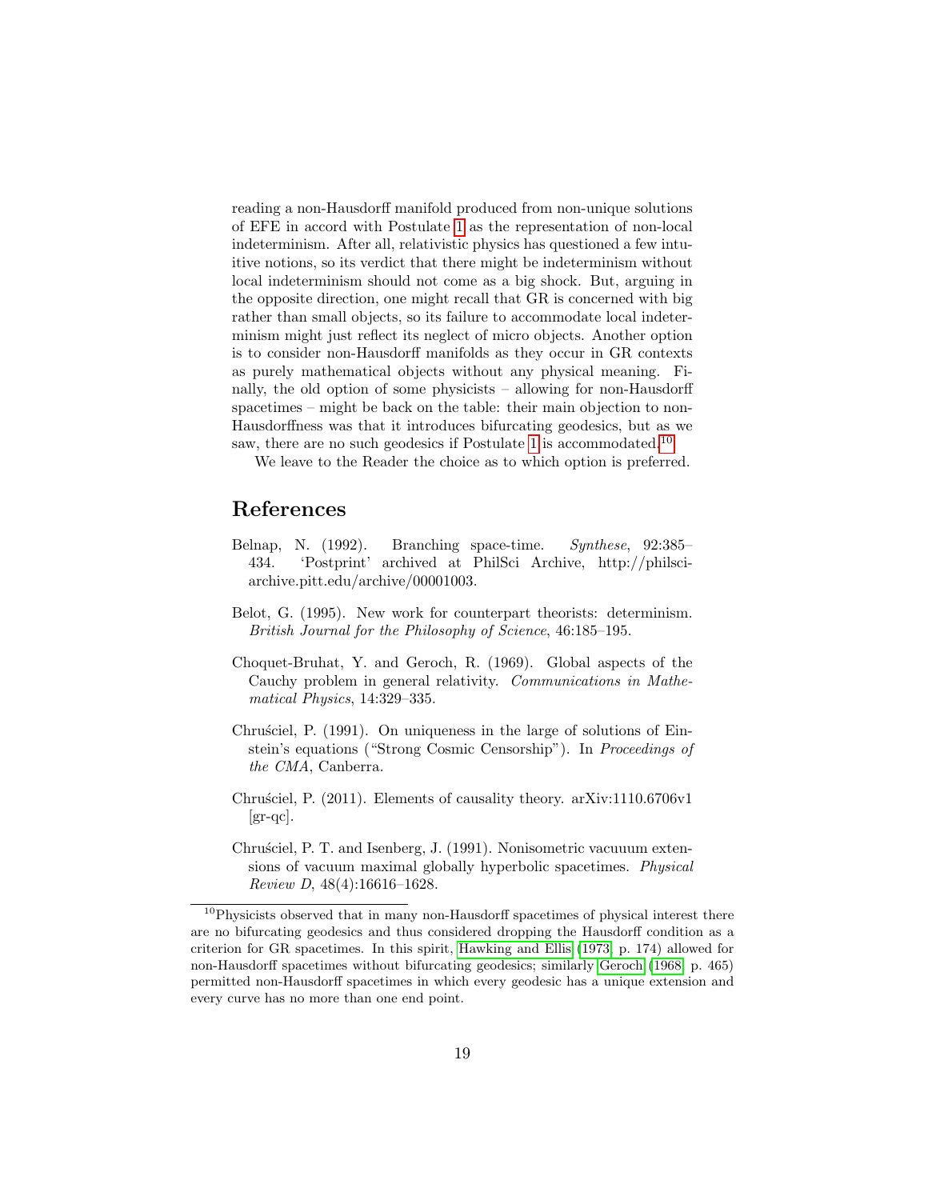reading a non-Hausdorff manifold produced from non-unique solutions of EFE in accord with Postulate 1 as the representation of non-local indeterminism. After all, relativistic physics has questioned a few intuitive notions, so its verdict that there might be indeterminism without local indeterminism should not come as a big shock. But, arguing in the opposite direction, one might recall that GR is concerned with big rather than small objects, so its failure to accommodate local indeterminism might just reflect its neglect of micro objects. Another option is to consider non-Hausdorff manifolds as they occur in GR contexts as purely mathematical objects without any physical meaning. Finally, the old option of some physicists – allowing for non-Hausdorff spacetimes – might be back on the table: their main objection to non-Hausdorffness was that it introduces bifurcating geodesics, but as we saw, there are no such geodesics if Postulate 1 is accommodated.[10]

We leave to the Reader the choice as to which option is preferred.

## References

Belnap, N. (1992). Branching space-time. *Synthese*, 92:385–434. 'Postprint' archived at PhilSci Archive, http://philsci-archive.pitt.edu/archive/00001003.

Belot, G. (1995). New work for counterpart theorists: determinism. *British Journal for the Philosophy of Science*, 46:185–195.

Choquet-Bruhat, Y. and Geroch, R. (1969). Global aspects of the Cauchy problem in general relativity. *Communications in Mathematical Physics*, 14:329–335.

Chruściel, P. (1991). On uniqueness in the large of solutions of Einstein's equations ("Strong Cosmic Censorship"). In *Proceedings of the CMA*, Canberra.

Chruściel, P. (2011). Elements of causality theory. arXiv:1110.6706v1 [gr-qc].

Chruściel, P. T. and Isenberg, J. (1991). Nonisometric vacuuum extensions of vacuum maximal globally hyperbolic spacetimes. *Physical Review D*, 48(4):16616–1628.

---

[10] Physicists observed that in many non-Hausdorff spacetimes of physical interest there are no bifurcating geodesics and thus considered dropping the Hausdorff condition as a criterion for GR spacetimes. In this spirit, Hawking and Ellis (1973, p. 174) allowed for non-Hausdorff spacetimes without bifurcating geodesics; similarly Geroch (1968, p. 465) permitted non-Hausdorff spacetimes in which every geodesic has a unique extension and every curve has no more than one end point.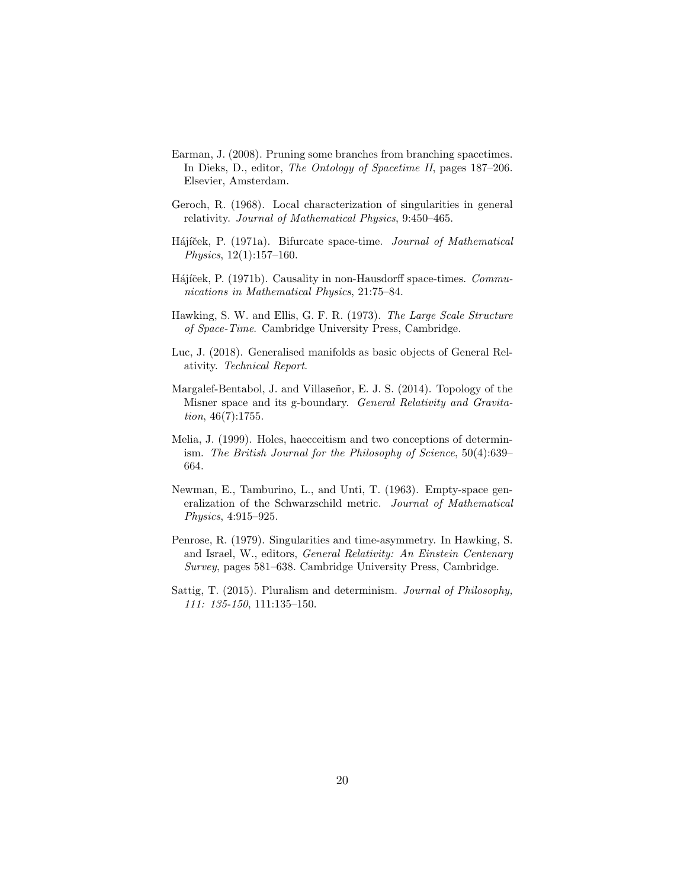Earman, J. (2008). Pruning some branches from branching spacetimes. In Dieks, D., editor, *The Ontology of Spacetime II*, pages 187–206. Elsevier, Amsterdam.

Geroch, R. (1968). Local characterization of singularities in general relativity. *Journal of Mathematical Physics*, 9:450–465.

Hájíček, P. (1971a). Bifurcate space-time. *Journal of Mathematical Physics*, 12(1):157–160.

Hájíček, P. (1971b). Causality in non-Hausdorff space-times. *Communications in Mathematical Physics*, 21:75–84.

Hawking, S. W. and Ellis, G. F. R. (1973). *The Large Scale Structure of Space-Time*. Cambridge University Press, Cambridge.

Luc, J. (2018). Generalised manifolds as basic objects of General Relativity. *Technical Report*.

Margalef-Bentabol, J. and Villaseñor, E. J. S. (2014). Topology of the Misner space and its g-boundary. *General Relativity and Gravitation*, 46(7):1755.

Melia, J. (1999). Holes, haecceitism and two conceptions of determinism. *The British Journal for the Philosophy of Science*, 50(4):639–664.

Newman, E., Tamburino, L., and Unti, T. (1963). Empty-space generalization of the Schwarzschild metric. *Journal of Mathematical Physics*, 4:915–925.

Penrose, R. (1979). Singularities and time-asymmetry. In Hawking, S. and Israel, W., editors, *General Relativity: An Einstein Centenary Survey*, pages 581–638. Cambridge University Press, Cambridge.

Sattig, T. (2015). Pluralism and determinism. *Journal of Philosophy, 111: 135-150*, 111:135–150.